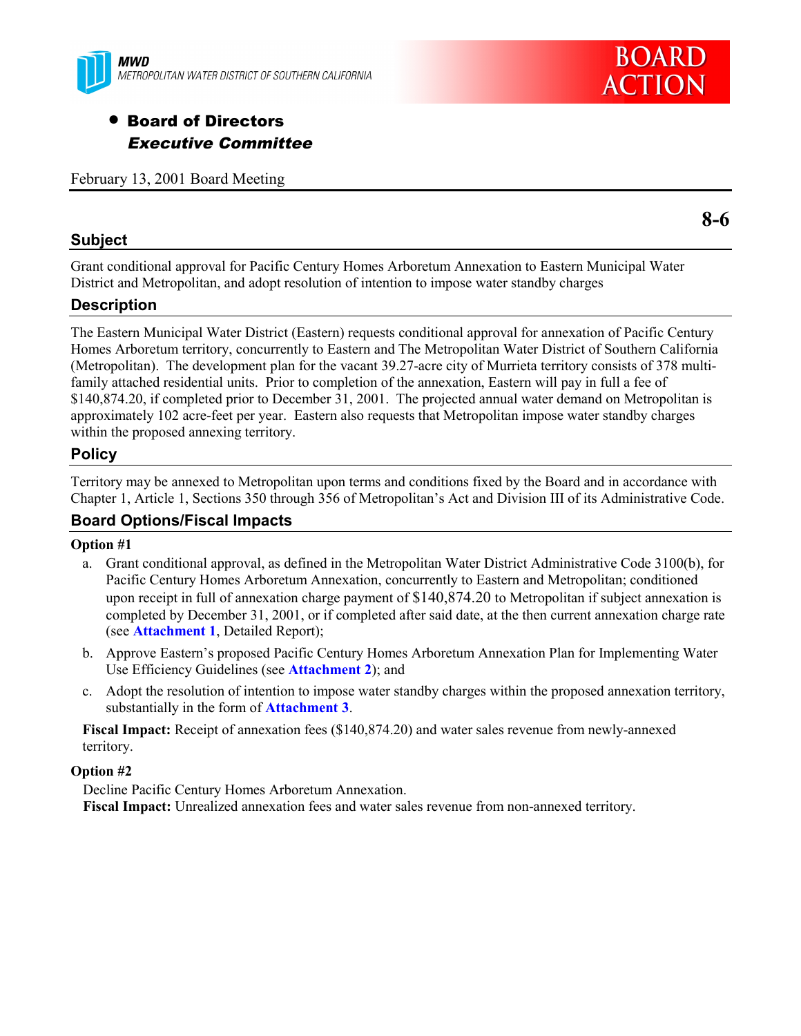MWD
METROPOLITAN WATER DISTRICT OF SOUTHERN CALIFORNIA

BOARD ACTION

- **Board of Directors**
  ***Executive Committee***

February 13, 2001 Board Meeting

**8-6**

## Subject

Grant conditional approval for Pacific Century Homes Arboretum Annexation to Eastern Municipal Water District and Metropolitan, and adopt resolution of intention to impose water standby charges

## Description

The Eastern Municipal Water District (Eastern) requests conditional approval for annexation of Pacific Century Homes Arboretum territory, concurrently to Eastern and The Metropolitan Water District of Southern California (Metropolitan). The development plan for the vacant 39.27-acre city of Murrieta territory consists of 378 multi-family attached residential units. Prior to completion of the annexation, Eastern will pay in full a fee of $140,874.20, if completed prior to December 31, 2001. The projected annual water demand on Metropolitan is approximately 102 acre-feet per year. Eastern also requests that Metropolitan impose water standby charges within the proposed annexing territory.

## Policy

Territory may be annexed to Metropolitan upon terms and conditions fixed by the Board and in accordance with Chapter 1, Article 1, Sections 350 through 356 of Metropolitan's Act and Division III of its Administrative Code.

## Board Options/Fiscal Impacts

**Option #1**

a. Grant conditional approval, as defined in the Metropolitan Water District Administrative Code 3100(b), for Pacific Century Homes Arboretum Annexation, concurrently to Eastern and Metropolitan; conditioned upon receipt in full of annexation charge payment of $140,874.20 to Metropolitan if subject annexation is completed by December 31, 2001, or if completed after said date, at the then current annexation charge rate (see **Attachment 1**, Detailed Report);

b. Approve Eastern's proposed Pacific Century Homes Arboretum Annexation Plan for Implementing Water Use Efficiency Guidelines (see **Attachment 2**); and

c. Adopt the resolution of intention to impose water standby charges within the proposed annexation territory, substantially in the form of **Attachment 3**.

**Fiscal Impact:** Receipt of annexation fees ($140,874.20) and water sales revenue from newly-annexed territory.

**Option #2**

Decline Pacific Century Homes Arboretum Annexation.
**Fiscal Impact:** Unrealized annexation fees and water sales revenue from non-annexed territory.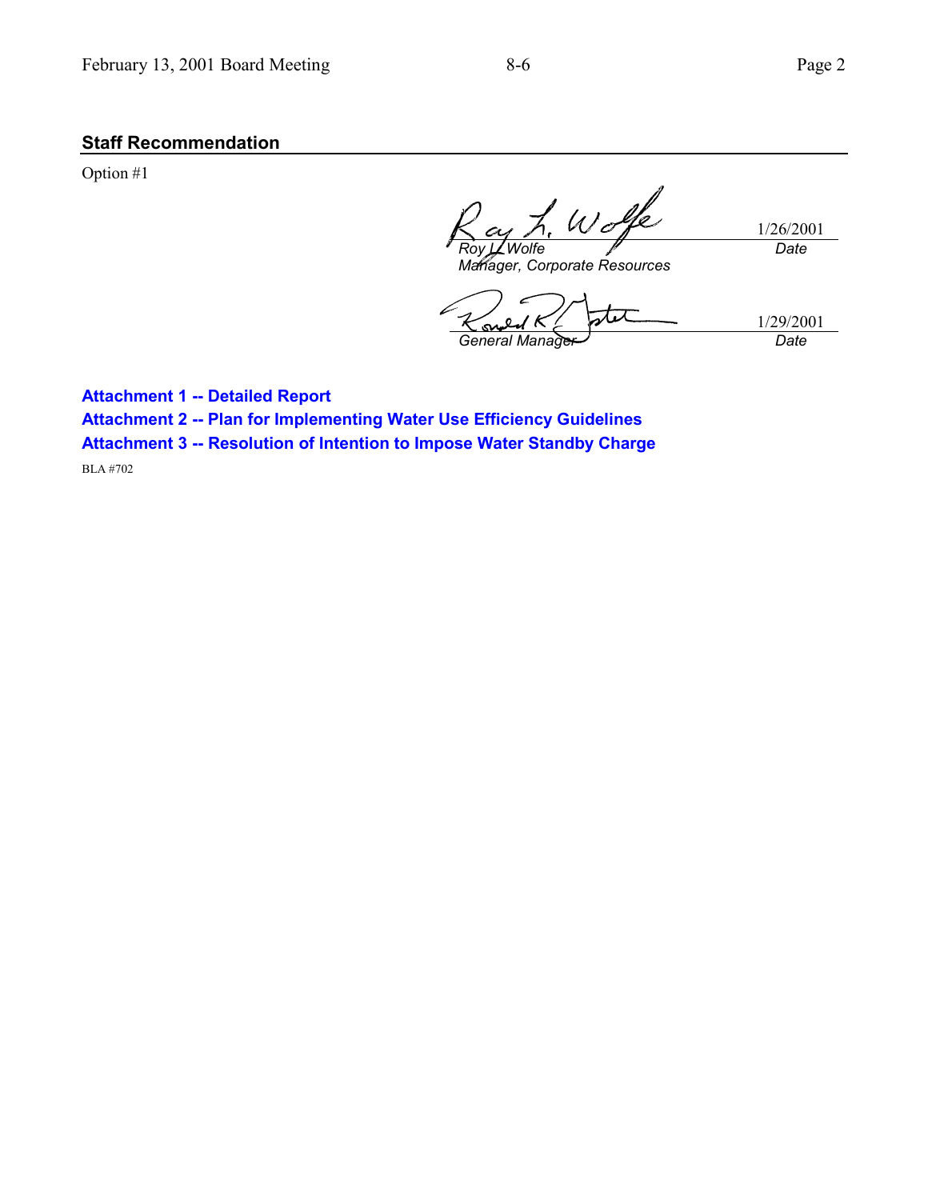## Staff Recommendation

Option #1

| | |
|---|---|
| Roy L. Wolfe | 1/26/2001 |
| *Roy L. Wolfe* | *Date* |
| *Manager, Corporate Resources* | |

| | |
|---|---|
| Ronald R. Gastelum | 1/29/2001 |
| *General Manager* | *Date* |

**Attachment 1 -- Detailed Report**

**Attachment 2 -- Plan for Implementing Water Use Efficiency Guidelines**

**Attachment 3 -- Resolution of Intention to Impose Water Standby Charge**

BLA #702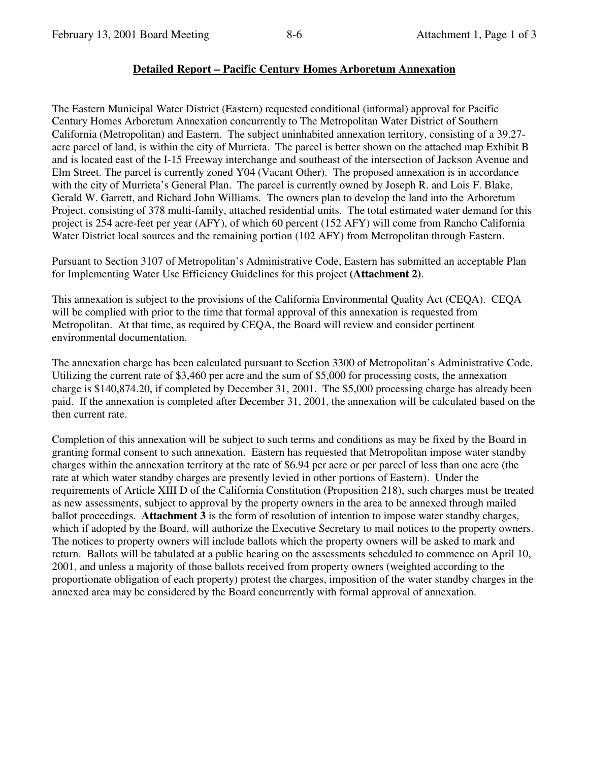## Detailed Report – Pacific Century Homes Arboretum Annexation

The Eastern Municipal Water District (Eastern) requested conditional (informal) approval for Pacific Century Homes Arboretum Annexation concurrently to The Metropolitan Water District of Southern California (Metropolitan) and Eastern. The subject uninhabited annexation territory, consisting of a 39.27-acre parcel of land, is within the city of Murrieta. The parcel is better shown on the attached map Exhibit B and is located east of the I-15 Freeway interchange and southeast of the intersection of Jackson Avenue and Elm Street. The parcel is currently zoned Y04 (Vacant Other). The proposed annexation is in accordance with the city of Murrieta's General Plan. The parcel is currently owned by Joseph R. and Lois F. Blake, Gerald W. Garrett, and Richard John Williams. The owners plan to develop the land into the Arboretum Project, consisting of 378 multi-family, attached residential units. The total estimated water demand for this project is 254 acre-feet per year (AFY), of which 60 percent (152 AFY) will come from Rancho California Water District local sources and the remaining portion (102 AFY) from Metropolitan through Eastern.

Pursuant to Section 3107 of Metropolitan's Administrative Code, Eastern has submitted an acceptable Plan for Implementing Water Use Efficiency Guidelines for this project **(Attachment 2)**.

This annexation is subject to the provisions of the California Environmental Quality Act (CEQA). CEQA will be complied with prior to the time that formal approval of this annexation is requested from Metropolitan. At that time, as required by CEQA, the Board will review and consider pertinent environmental documentation.

The annexation charge has been calculated pursuant to Section 3300 of Metropolitan's Administrative Code. Utilizing the current rate of $3,460 per acre and the sum of $5,000 for processing costs, the annexation charge is $140,874.20, if completed by December 31, 2001. The $5,000 processing charge has already been paid. If the annexation is completed after December 31, 2001, the annexation will be calculated based on the then current rate.

Completion of this annexation will be subject to such terms and conditions as may be fixed by the Board in granting formal consent to such annexation. Eastern has requested that Metropolitan impose water standby charges within the annexation territory at the rate of $6.94 per acre or per parcel of less than one acre (the rate at which water standby charges are presently levied in other portions of Eastern). Under the requirements of Article XIII D of the California Constitution (Proposition 218), such charges must be treated as new assessments, subject to approval by the property owners in the area to be annexed through mailed ballot proceedings. **Attachment 3** is the form of resolution of intention to impose water standby charges, which if adopted by the Board, will authorize the Executive Secretary to mail notices to the property owners. The notices to property owners will include ballots which the property owners will be asked to mark and return. Ballots will be tabulated at a public hearing on the assessments scheduled to commence on April 10, 2001, and unless a majority of those ballots received from property owners (weighted according to the proportionate obligation of each property) protest the charges, imposition of the water standby charges in the annexed area may be considered by the Board concurrently with formal approval of annexation.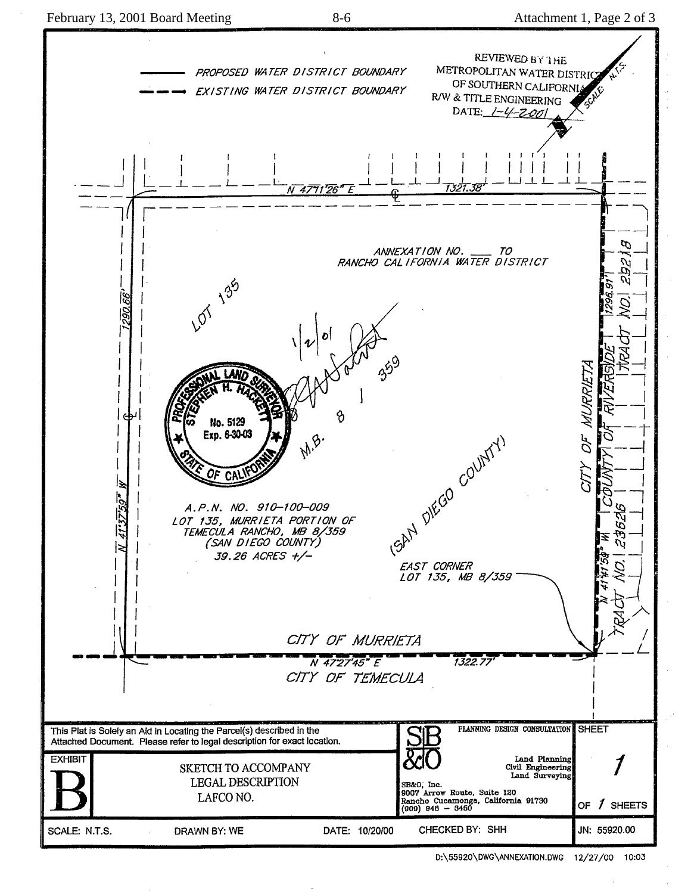PROPOSED WATER DISTRICT BOUNDARY

EXISTING WATER DISTRICT BOUNDARY

REVIEWED BY THE METROPOLITAN WATER DISTRICT OF SOUTHERN CALIFORNIA R/W & TITLE ENGINEERING DATE: 1-4-2001

SCALE: N.T.S.

N 47°11'26" E 1321.38'

ANNEXATION NO. ___ TO RANCHO CALIFORNIA WATER DISTRICT

LOT 135

1290.66'

1/2/01

M.B. 8 / 359

(SAN DIEGO COUNTY)

PROFESSIONAL LAND SURVEYOR STEPHEN H. HACKETT No. 5129 Exp. 6-30-03 STATE OF CALIFORNIA

A.P.N. NO. 910-100-009
LOT 135, MURRIETA PORTION OF TEMECULA RANCHO, MB 8/359
(SAN DIEGO COUNTY)
39.26 ACRES +/-

N 41°37'59" W

CITY OF MURRIETA

COUNTY OF RIVERSIDE

TRACT NO. 29218

1296.91'

N 41°41'59" W

TRACT NO. 23626

EAST CORNER LOT 135, MB 8/359

CITY OF MURRIETA

N 47°27'45" E 1322.77'

CITY OF TEMECULA

This Plat is Solely an Aid in Locating the Parcel(s) described in the Attached Document. Please refer to legal description for exact location.

EXHIBIT B

SKETCH TO ACCOMPANY LEGAL DESCRIPTION
LAFCO NO.

SB&O PLANNING DESIGN CONSULTATION
Land Planning
Civil Engineering
Land Surveying
SB&O, Inc.
9007 Arrow Route, Suite 120
Rancho Cucamonga, California 91730
(909) 948 - 3460

SHEET 1 OF 1 SHEETS

SCALE: N.T.S. | DRAWN BY: WE | DATE: 10/20/00 | CHECKED BY: SHH | JN: 55920.00

D:\55920\DWG\ANNEXATION.DWG 12/27/00 10:03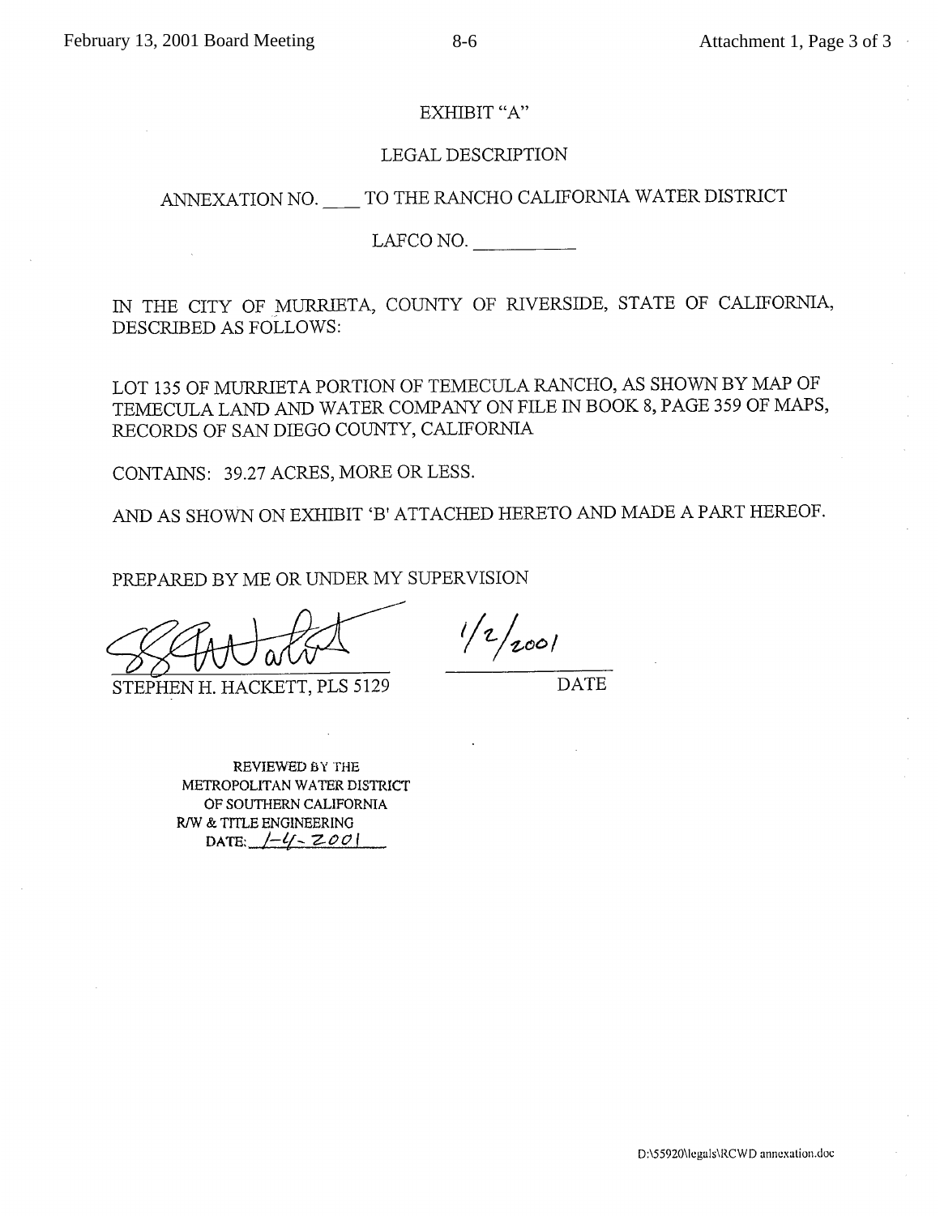# EXHIBIT "A"

## LEGAL DESCRIPTION

## ANNEXATION NO. ___ TO THE RANCHO CALIFORNIA WATER DISTRICT

## LAFCO NO. __________

IN THE CITY OF MURRIETA, COUNTY OF RIVERSIDE, STATE OF CALIFORNIA, DESCRIBED AS FOLLOWS:

LOT 135 OF MURRIETA PORTION OF TEMECULA RANCHO, AS SHOWN BY MAP OF TEMECULA LAND AND WATER COMPANY ON FILE IN BOOK 8, PAGE 359 OF MAPS, RECORDS OF SAN DIEGO COUNTY, CALIFORNIA

CONTAINS: 39.27 ACRES, MORE OR LESS.

AND AS SHOWN ON EXHIBIT 'B' ATTACHED HERETO AND MADE A PART HEREOF.

PREPARED BY ME OR UNDER MY SUPERVISION

STEPHEN H. HACKETT, PLS 5129

1/2/2001
DATE

REVIEWED BY THE
METROPOLITAN WATER DISTRICT
OF SOUTHERN CALIFORNIA
R/W & TITLE ENGINEERING
DATE: 1-4-2001

D:\55920\legals\RCWD annexation.doc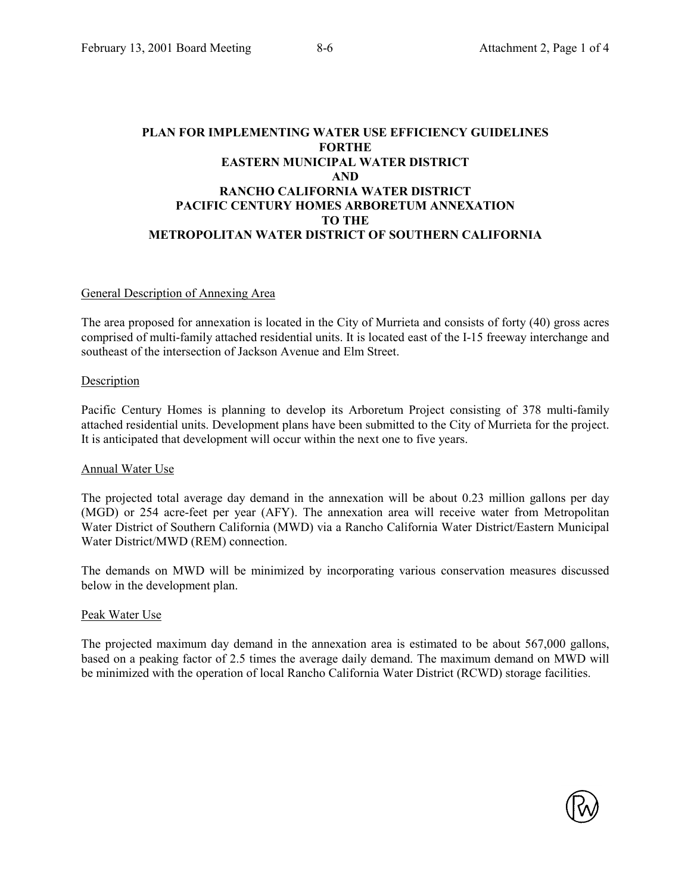# PLAN FOR IMPLEMENTING WATER USE EFFICIENCY GUIDELINES FORTHE EASTERN MUNICIPAL WATER DISTRICT AND RANCHO CALIFORNIA WATER DISTRICT PACIFIC CENTURY HOMES ARBORETUM ANNEXATION TO THE METROPOLITAN WATER DISTRICT OF SOUTHERN CALIFORNIA

## General Description of Annexing Area

The area proposed for annexation is located in the City of Murrieta and consists of forty (40) gross acres comprised of multi-family attached residential units. It is located east of the I-15 freeway interchange and southeast of the intersection of Jackson Avenue and Elm Street.

## Description

Pacific Century Homes is planning to develop its Arboretum Project consisting of 378 multi-family attached residential units. Development plans have been submitted to the City of Murrieta for the project. It is anticipated that development will occur within the next one to five years.

## Annual Water Use

The projected total average day demand in the annexation will be about 0.23 million gallons per day (MGD) or 254 acre-feet per year (AFY). The annexation area will receive water from Metropolitan Water District of Southern California (MWD) via a Rancho California Water District/Eastern Municipal Water District/MWD (REM) connection.

The demands on MWD will be minimized by incorporating various conservation measures discussed below in the development plan.

## Peak Water Use

The projected maximum day demand in the annexation area is estimated to be about 567,000 gallons, based on a peaking factor of 2.5 times the average daily demand. The maximum demand on MWD will be minimized with the operation of local Rancho California Water District (RCWD) storage facilities.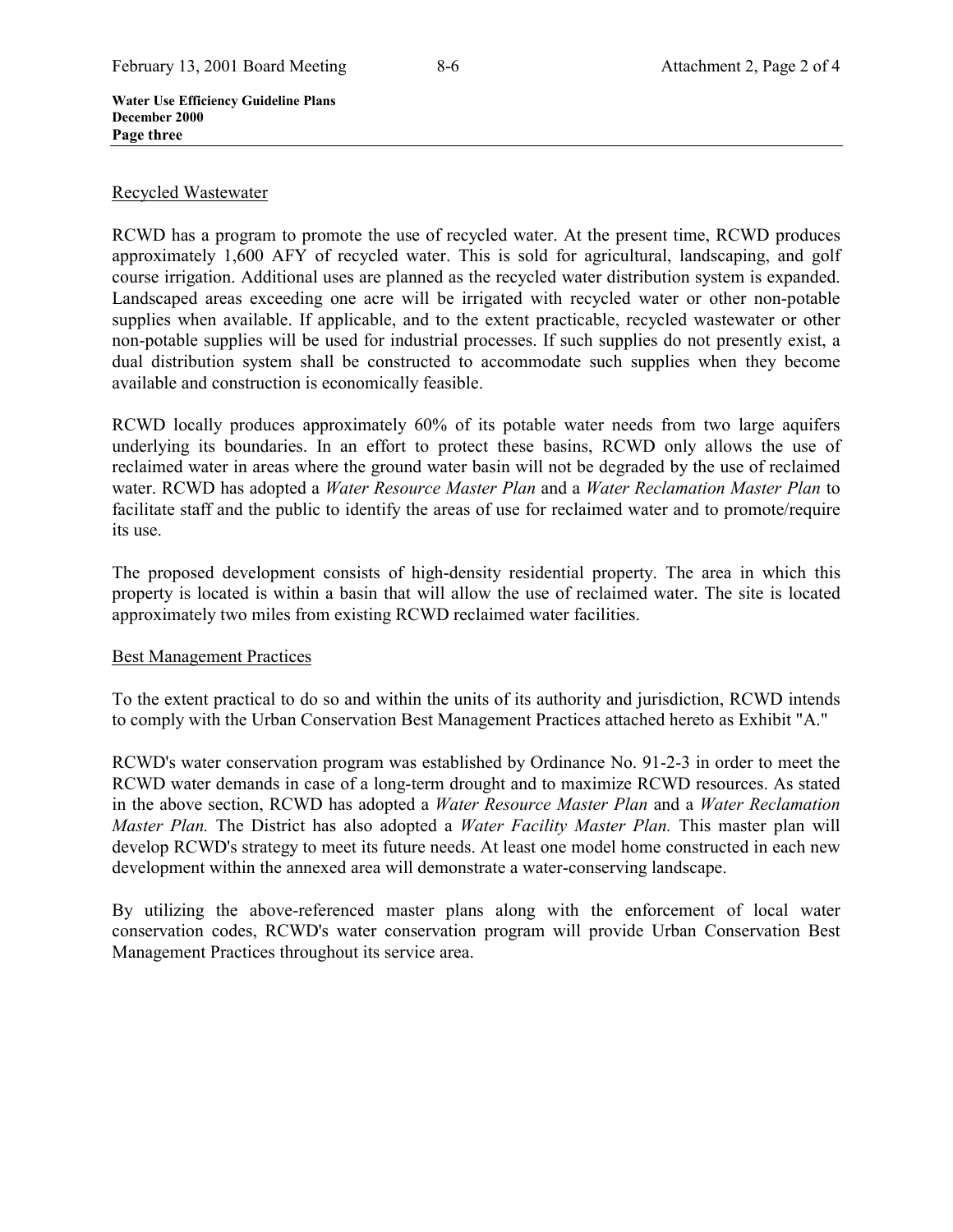## Recycled Wastewater

RCWD has a program to promote the use of recycled water. At the present time, RCWD produces approximately 1,600 AFY of recycled water. This is sold for agricultural, landscaping, and golf course irrigation. Additional uses are planned as the recycled water distribution system is expanded. Landscaped areas exceeding one acre will be irrigated with recycled water or other non-potable supplies when available. If applicable, and to the extent practicable, recycled wastewater or other non-potable supplies will be used for industrial processes. If such supplies do not presently exist, a dual distribution system shall be constructed to accommodate such supplies when they become available and construction is economically feasible.

RCWD locally produces approximately 60% of its potable water needs from two large aquifers underlying its boundaries. In an effort to protect these basins, RCWD only allows the use of reclaimed water in areas where the ground water basin will not be degraded by the use of reclaimed water. RCWD has adopted a *Water Resource Master Plan* and a *Water Reclamation Master Plan* to facilitate staff and the public to identify the areas of use for reclaimed water and to promote/require its use.

The proposed development consists of high-density residential property. The area in which this property is located is within a basin that will allow the use of reclaimed water. The site is located approximately two miles from existing RCWD reclaimed water facilities.

## Best Management Practices

To the extent practical to do so and within the units of its authority and jurisdiction, RCWD intends to comply with the Urban Conservation Best Management Practices attached hereto as Exhibit "A."

RCWD's water conservation program was established by Ordinance No. 91-2-3 in order to meet the RCWD water demands in case of a long-term drought and to maximize RCWD resources. As stated in the above section, RCWD has adopted a *Water Resource Master Plan* and a *Water Reclamation Master Plan.* The District has also adopted a *Water Facility Master Plan.* This master plan will develop RCWD's strategy to meet its future needs. At least one model home constructed in each new development within the annexed area will demonstrate a water-conserving landscape.

By utilizing the above-referenced master plans along with the enforcement of local water conservation codes, RCWD's water conservation program will provide Urban Conservation Best Management Practices throughout its service area.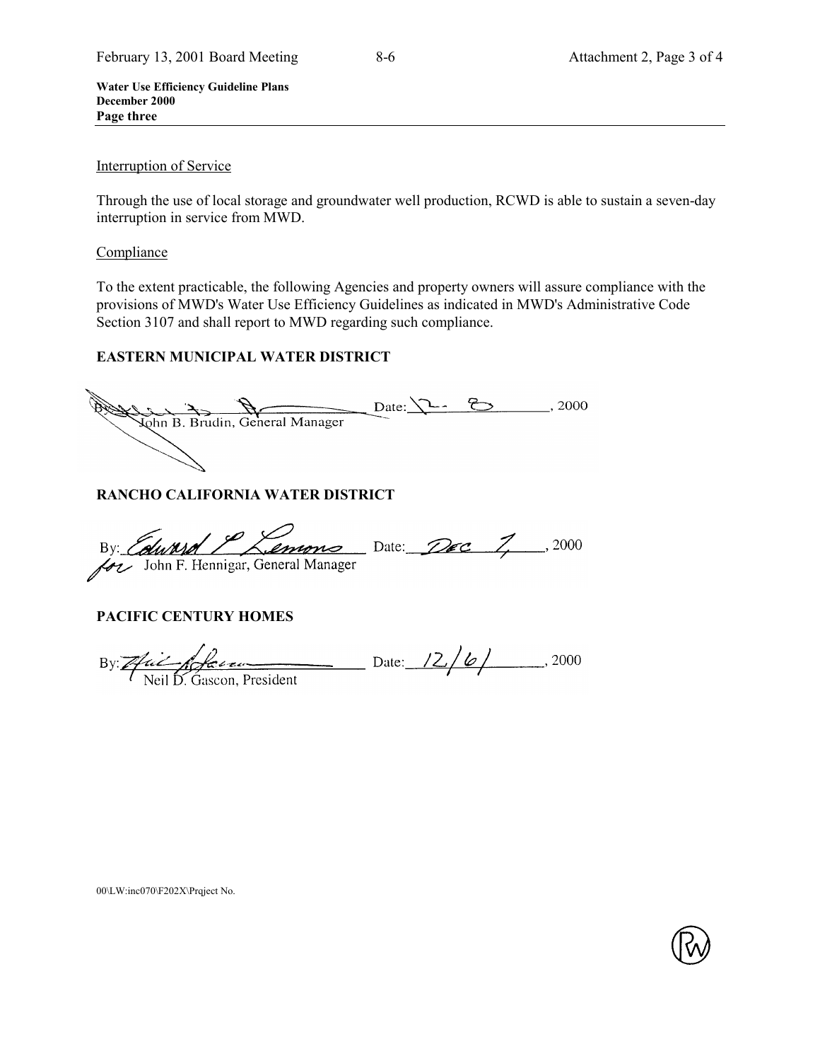**Water Use Efficiency Guideline Plans**
**December 2000**
**Page three**

Interruption of Service

Through the use of local storage and groundwater well production, RCWD is able to sustain a seven-day interruption in service from MWD.

Compliance

To the extent practicable, the following Agencies and property owners will assure compliance with the provisions of MWD's Water Use Efficiency Guidelines as indicated in MWD's Administrative Code Section 3107 and shall report to MWD regarding such compliance.

**EASTERN MUNICIPAL WATER DISTRICT**

By:\_\_\_\_\_\_\_\_\_\_\_\_\_\_\_\_\_\_\_\_ Date: 12-8, 2000
John B. Brudin, General Manager

**RANCHO CALIFORNIA WATER DISTRICT**

By: Edward P Lemons Date: Dec 7, 2000
for John F. Hennigar, General Manager

**PACIFIC CENTURY HOMES**

By:\_\_\_\_\_\_\_\_\_\_\_\_\_\_\_\_\_\_\_\_ Date: 12/6/, 2000
Neil D. Gascon, President

00\LW:inc070\F202X\Prqject No.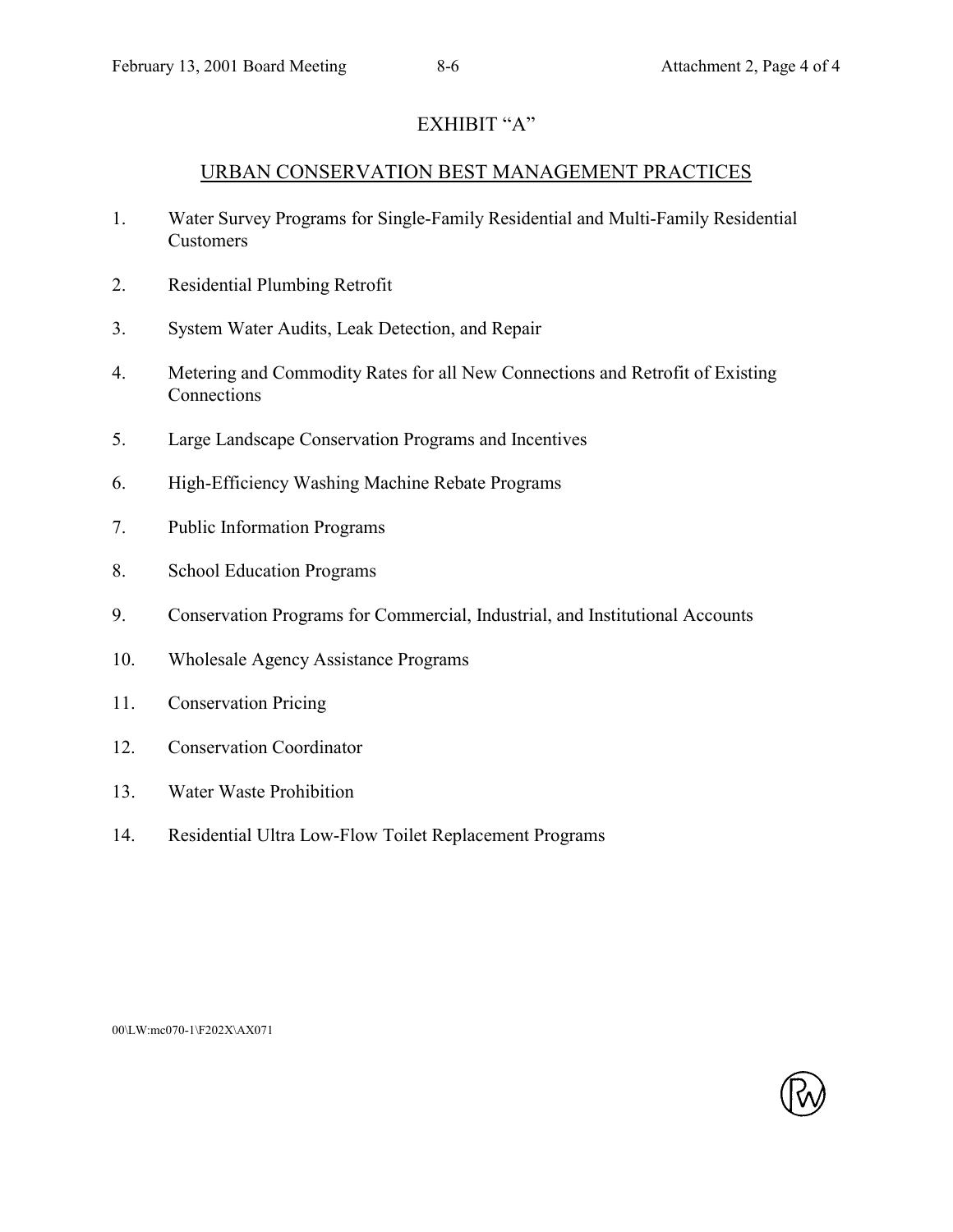# EXHIBIT "A"

## URBAN CONSERVATION BEST MANAGEMENT PRACTICES

1. Water Survey Programs for Single-Family Residential and Multi-Family Residential Customers
2. Residential Plumbing Retrofit
3. System Water Audits, Leak Detection, and Repair
4. Metering and Commodity Rates for all New Connections and Retrofit of Existing Connections
5. Large Landscape Conservation Programs and Incentives
6. High-Efficiency Washing Machine Rebate Programs
7. Public Information Programs
8. School Education Programs
9. Conservation Programs for Commercial, Industrial, and Institutional Accounts
10. Wholesale Agency Assistance Programs
11. Conservation Pricing
12. Conservation Coordinator
13. Water Waste Prohibition
14. Residential Ultra Low-Flow Toilet Replacement Programs

00\LW:mc070-1\F202X\AX071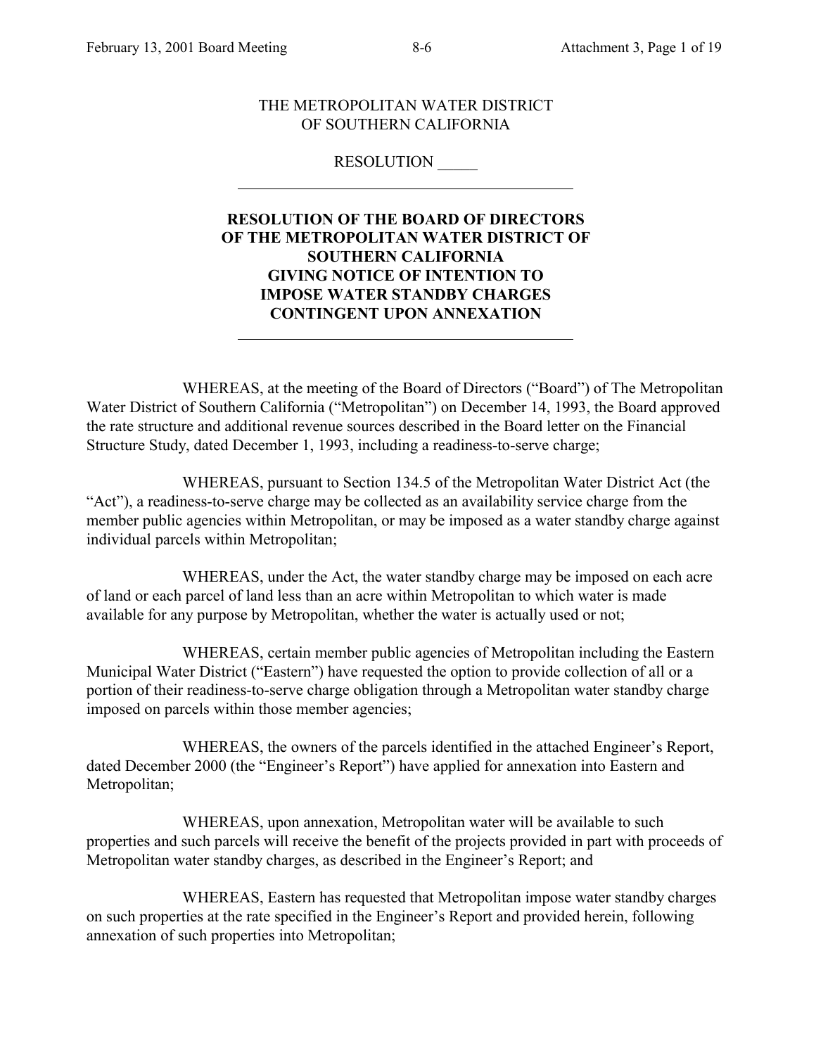THE METROPOLITAN WATER DISTRICT
OF SOUTHERN CALIFORNIA

RESOLUTION _____

---

**RESOLUTION OF THE BOARD OF DIRECTORS OF THE METROPOLITAN WATER DISTRICT OF SOUTHERN CALIFORNIA GIVING NOTICE OF INTENTION TO IMPOSE WATER STANDBY CHARGES CONTINGENT UPON ANNEXATION**

---

WHEREAS, at the meeting of the Board of Directors ("Board") of The Metropolitan Water District of Southern California ("Metropolitan") on December 14, 1993, the Board approved the rate structure and additional revenue sources described in the Board letter on the Financial Structure Study, dated December 1, 1993, including a readiness-to-serve charge;

WHEREAS, pursuant to Section 134.5 of the Metropolitan Water District Act (the "Act"), a readiness-to-serve charge may be collected as an availability service charge from the member public agencies within Metropolitan, or may be imposed as a water standby charge against individual parcels within Metropolitan;

WHEREAS, under the Act, the water standby charge may be imposed on each acre of land or each parcel of land less than an acre within Metropolitan to which water is made available for any purpose by Metropolitan, whether the water is actually used or not;

WHEREAS, certain member public agencies of Metropolitan including the Eastern Municipal Water District ("Eastern") have requested the option to provide collection of all or a portion of their readiness-to-serve charge obligation through a Metropolitan water standby charge imposed on parcels within those member agencies;

WHEREAS, the owners of the parcels identified in the attached Engineer's Report, dated December 2000 (the "Engineer's Report") have applied for annexation into Eastern and Metropolitan;

WHEREAS, upon annexation, Metropolitan water will be available to such properties and such parcels will receive the benefit of the projects provided in part with proceeds of Metropolitan water standby charges, as described in the Engineer's Report; and

WHEREAS, Eastern has requested that Metropolitan impose water standby charges on such properties at the rate specified in the Engineer's Report and provided herein, following annexation of such properties into Metropolitan;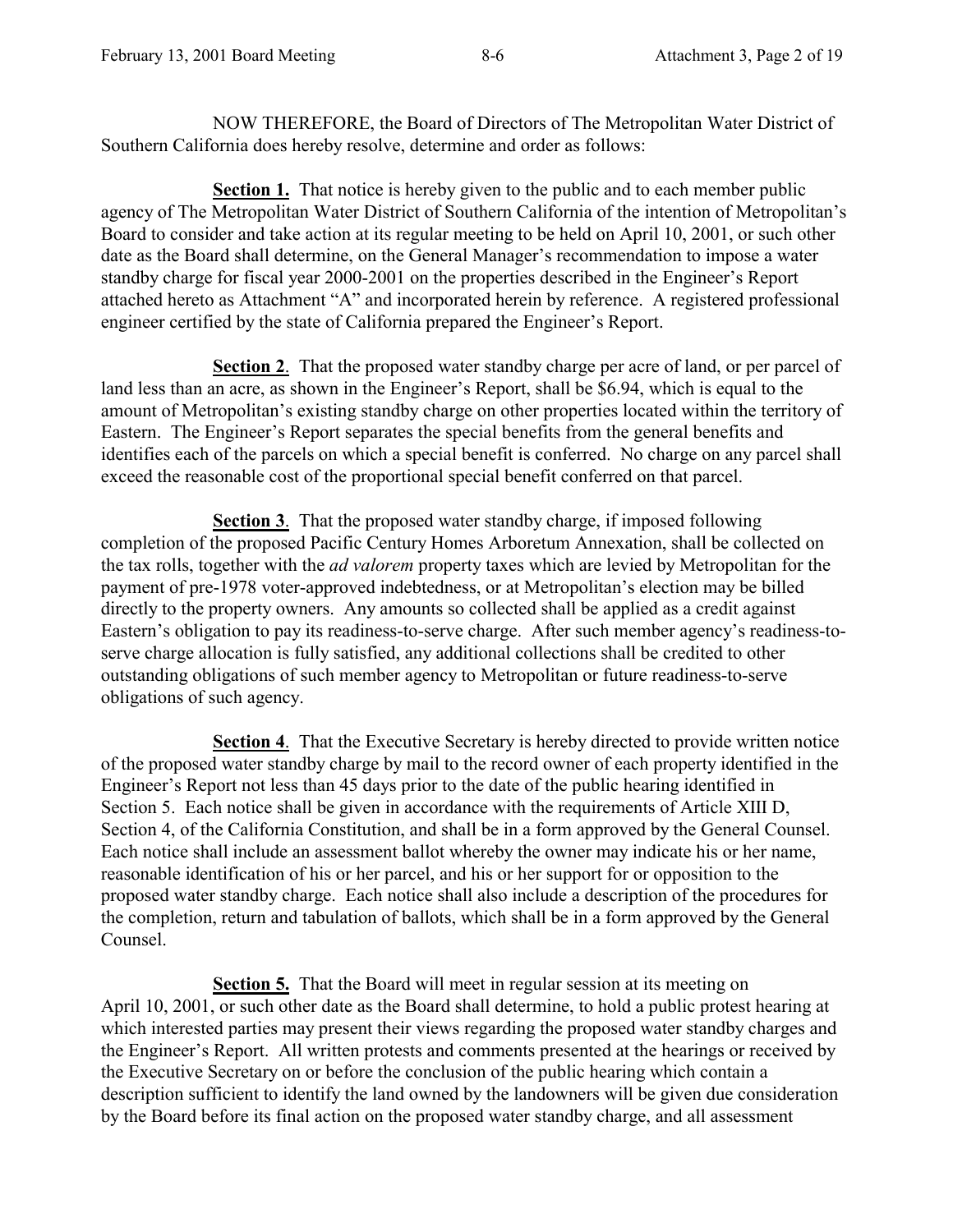NOW THEREFORE, the Board of Directors of The Metropolitan Water District of Southern California does hereby resolve, determine and order as follows:

**Section 1.** That notice is hereby given to the public and to each member public agency of The Metropolitan Water District of Southern California of the intention of Metropolitan's Board to consider and take action at its regular meeting to be held on April 10, 2001, or such other date as the Board shall determine, on the General Manager's recommendation to impose a water standby charge for fiscal year 2000-2001 on the properties described in the Engineer's Report attached hereto as Attachment "A" and incorporated herein by reference. A registered professional engineer certified by the state of California prepared the Engineer's Report.

**Section 2**. That the proposed water standby charge per acre of land, or per parcel of land less than an acre, as shown in the Engineer's Report, shall be $6.94, which is equal to the amount of Metropolitan's existing standby charge on other properties located within the territory of Eastern. The Engineer's Report separates the special benefits from the general benefits and identifies each of the parcels on which a special benefit is conferred. No charge on any parcel shall exceed the reasonable cost of the proportional special benefit conferred on that parcel.

**Section 3**. That the proposed water standby charge, if imposed following completion of the proposed Pacific Century Homes Arboretum Annexation, shall be collected on the tax rolls, together with the *ad valorem* property taxes which are levied by Metropolitan for the payment of pre-1978 voter-approved indebtedness, or at Metropolitan's election may be billed directly to the property owners. Any amounts so collected shall be applied as a credit against Eastern's obligation to pay its readiness-to-serve charge. After such member agency's readiness-to-serve charge allocation is fully satisfied, any additional collections shall be credited to other outstanding obligations of such member agency to Metropolitan or future readiness-to-serve obligations of such agency.

**Section 4**. That the Executive Secretary is hereby directed to provide written notice of the proposed water standby charge by mail to the record owner of each property identified in the Engineer's Report not less than 45 days prior to the date of the public hearing identified in Section 5. Each notice shall be given in accordance with the requirements of Article XIII D, Section 4, of the California Constitution, and shall be in a form approved by the General Counsel. Each notice shall include an assessment ballot whereby the owner may indicate his or her name, reasonable identification of his or her parcel, and his or her support for or opposition to the proposed water standby charge. Each notice shall also include a description of the procedures for the completion, return and tabulation of ballots, which shall be in a form approved by the General Counsel.

**Section 5.** That the Board will meet in regular session at its meeting on April 10, 2001, or such other date as the Board shall determine, to hold a public protest hearing at which interested parties may present their views regarding the proposed water standby charges and the Engineer's Report. All written protests and comments presented at the hearings or received by the Executive Secretary on or before the conclusion of the public hearing which contain a description sufficient to identify the land owned by the landowners will be given due consideration by the Board before its final action on the proposed water standby charge, and all assessment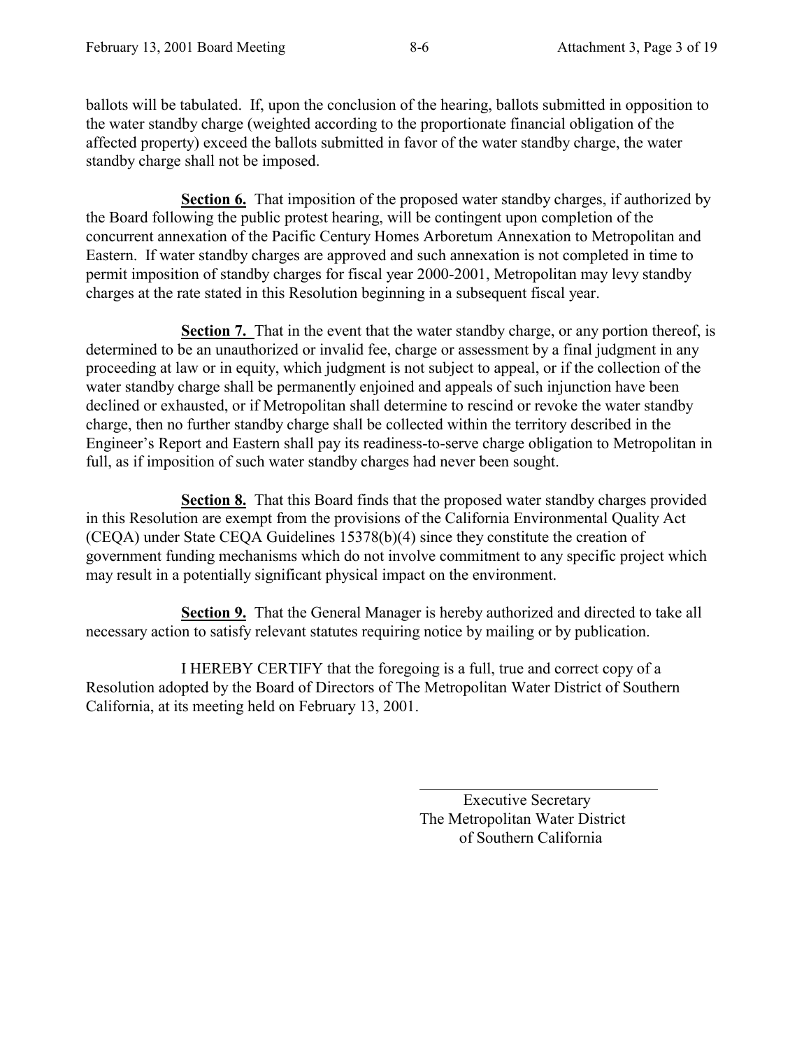ballots will be tabulated. If, upon the conclusion of the hearing, ballots submitted in opposition to the water standby charge (weighted according to the proportionate financial obligation of the affected property) exceed the ballots submitted in favor of the water standby charge, the water standby charge shall not be imposed.

**Section 6.** That imposition of the proposed water standby charges, if authorized by the Board following the public protest hearing, will be contingent upon completion of the concurrent annexation of the Pacific Century Homes Arboretum Annexation to Metropolitan and Eastern. If water standby charges are approved and such annexation is not completed in time to permit imposition of standby charges for fiscal year 2000-2001, Metropolitan may levy standby charges at the rate stated in this Resolution beginning in a subsequent fiscal year.

**Section 7.** That in the event that the water standby charge, or any portion thereof, is determined to be an unauthorized or invalid fee, charge or assessment by a final judgment in any proceeding at law or in equity, which judgment is not subject to appeal, or if the collection of the water standby charge shall be permanently enjoined and appeals of such injunction have been declined or exhausted, or if Metropolitan shall determine to rescind or revoke the water standby charge, then no further standby charge shall be collected within the territory described in the Engineer's Report and Eastern shall pay its readiness-to-serve charge obligation to Metropolitan in full, as if imposition of such water standby charges had never been sought.

**Section 8.** That this Board finds that the proposed water standby charges provided in this Resolution are exempt from the provisions of the California Environmental Quality Act (CEQA) under State CEQA Guidelines 15378(b)(4) since they constitute the creation of government funding mechanisms which do not involve commitment to any specific project which may result in a potentially significant physical impact on the environment.

**Section 9.** That the General Manager is hereby authorized and directed to take all necessary action to satisfy relevant statutes requiring notice by mailing or by publication.

I HEREBY CERTIFY that the foregoing is a full, true and correct copy of a Resolution adopted by the Board of Directors of The Metropolitan Water District of Southern California, at its meeting held on February 13, 2001.

Executive Secretary
The Metropolitan Water District
of Southern California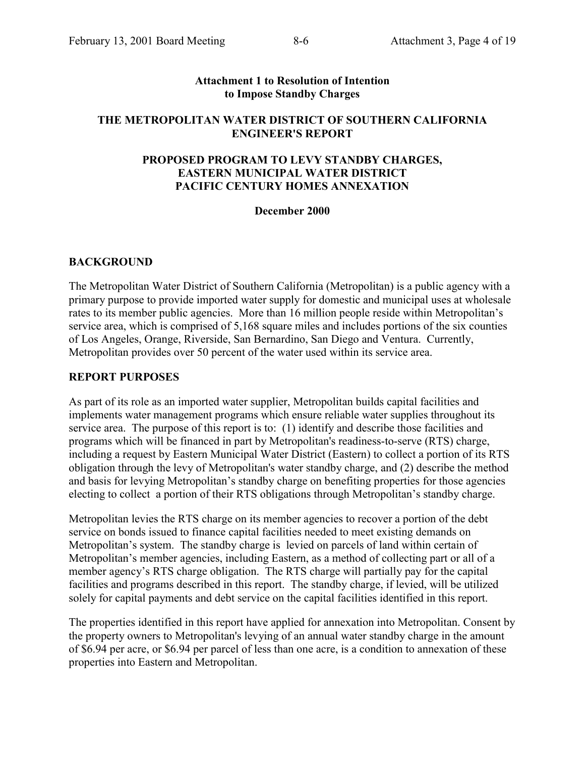**Attachment 1 to Resolution of Intention to Impose Standby Charges**

# THE METROPOLITAN WATER DISTRICT OF SOUTHERN CALIFORNIA ENGINEER'S REPORT

## PROPOSED PROGRAM TO LEVY STANDBY CHARGES, EASTERN MUNICIPAL WATER DISTRICT PACIFIC CENTURY HOMES ANNEXATION

**December 2000**

## BACKGROUND

The Metropolitan Water District of Southern California (Metropolitan) is a public agency with a primary purpose to provide imported water supply for domestic and municipal uses at wholesale rates to its member public agencies. More than 16 million people reside within Metropolitan's service area, which is comprised of 5,168 square miles and includes portions of the six counties of Los Angeles, Orange, Riverside, San Bernardino, San Diego and Ventura. Currently, Metropolitan provides over 50 percent of the water used within its service area.

## REPORT PURPOSES

As part of its role as an imported water supplier, Metropolitan builds capital facilities and implements water management programs which ensure reliable water supplies throughout its service area. The purpose of this report is to: (1) identify and describe those facilities and programs which will be financed in part by Metropolitan's readiness-to-serve (RTS) charge, including a request by Eastern Municipal Water District (Eastern) to collect a portion of its RTS obligation through the levy of Metropolitan's water standby charge, and (2) describe the method and basis for levying Metropolitan's standby charge on benefiting properties for those agencies electing to collect a portion of their RTS obligations through Metropolitan's standby charge.

Metropolitan levies the RTS charge on its member agencies to recover a portion of the debt service on bonds issued to finance capital facilities needed to meet existing demands on Metropolitan's system. The standby charge is levied on parcels of land within certain of Metropolitan's member agencies, including Eastern, as a method of collecting part or all of a member agency's RTS charge obligation. The RTS charge will partially pay for the capital facilities and programs described in this report. The standby charge, if levied, will be utilized solely for capital payments and debt service on the capital facilities identified in this report.

The properties identified in this report have applied for annexation into Metropolitan. Consent by the property owners to Metropolitan's levying of an annual water standby charge in the amount of $6.94 per acre, or $6.94 per parcel of less than one acre, is a condition to annexation of these properties into Eastern and Metropolitan.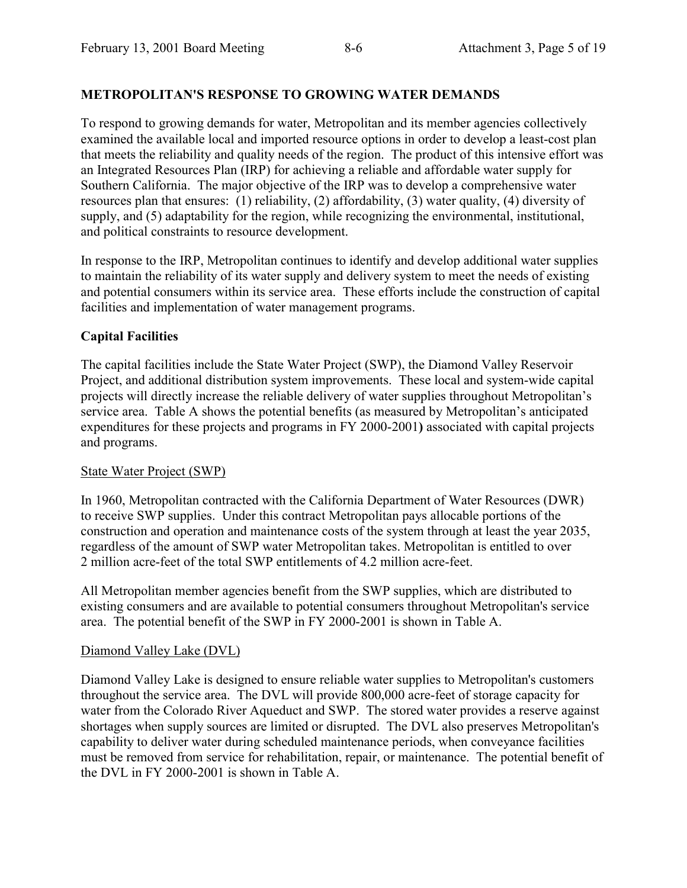## METROPOLITAN'S RESPONSE TO GROWING WATER DEMANDS

To respond to growing demands for water, Metropolitan and its member agencies collectively examined the available local and imported resource options in order to develop a least-cost plan that meets the reliability and quality needs of the region. The product of this intensive effort was an Integrated Resources Plan (IRP) for achieving a reliable and affordable water supply for Southern California. The major objective of the IRP was to develop a comprehensive water resources plan that ensures: (1) reliability, (2) affordability, (3) water quality, (4) diversity of supply, and (5) adaptability for the region, while recognizing the environmental, institutional, and political constraints to resource development.

In response to the IRP, Metropolitan continues to identify and develop additional water supplies to maintain the reliability of its water supply and delivery system to meet the needs of existing and potential consumers within its service area. These efforts include the construction of capital facilities and implementation of water management programs.

### Capital Facilities

The capital facilities include the State Water Project (SWP), the Diamond Valley Reservoir Project, and additional distribution system improvements. These local and system-wide capital projects will directly increase the reliable delivery of water supplies throughout Metropolitan's service area. Table A shows the potential benefits (as measured by Metropolitan's anticipated expenditures for these projects and programs in FY 2000-2001**)** associated with capital projects and programs.

#### State Water Project (SWP)

In 1960, Metropolitan contracted with the California Department of Water Resources (DWR) to receive SWP supplies. Under this contract Metropolitan pays allocable portions of the construction and operation and maintenance costs of the system through at least the year 2035, regardless of the amount of SWP water Metropolitan takes. Metropolitan is entitled to over 2 million acre-feet of the total SWP entitlements of 4.2 million acre-feet.

All Metropolitan member agencies benefit from the SWP supplies, which are distributed to existing consumers and are available to potential consumers throughout Metropolitan's service area. The potential benefit of the SWP in FY 2000-2001 is shown in Table A.

#### Diamond Valley Lake (DVL)

Diamond Valley Lake is designed to ensure reliable water supplies to Metropolitan's customers throughout the service area. The DVL will provide 800,000 acre-feet of storage capacity for water from the Colorado River Aqueduct and SWP. The stored water provides a reserve against shortages when supply sources are limited or disrupted. The DVL also preserves Metropolitan's capability to deliver water during scheduled maintenance periods, when conveyance facilities must be removed from service for rehabilitation, repair, or maintenance. The potential benefit of the DVL in FY 2000-2001 is shown in Table A.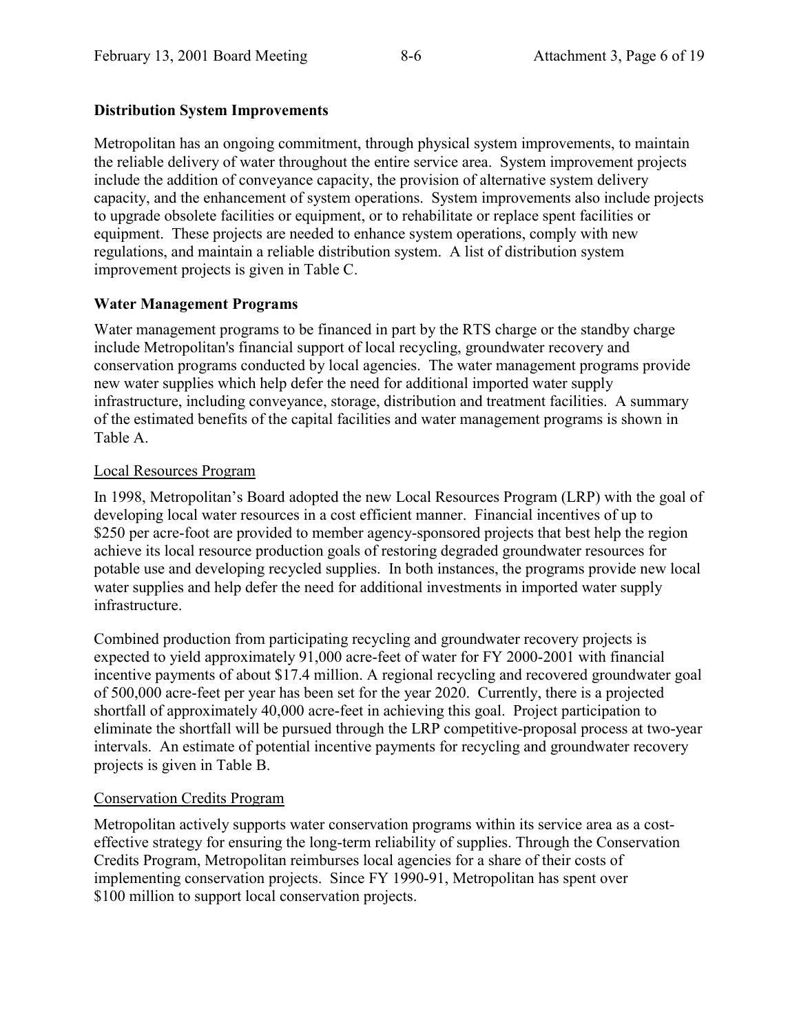**Distribution System Improvements**

Metropolitan has an ongoing commitment, through physical system improvements, to maintain the reliable delivery of water throughout the entire service area. System improvement projects include the addition of conveyance capacity, the provision of alternative system delivery capacity, and the enhancement of system operations. System improvements also include projects to upgrade obsolete facilities or equipment, or to rehabilitate or replace spent facilities or equipment. These projects are needed to enhance system operations, comply with new regulations, and maintain a reliable distribution system. A list of distribution system improvement projects is given in Table C.

**Water Management Programs**

Water management programs to be financed in part by the RTS charge or the standby charge include Metropolitan's financial support of local recycling, groundwater recovery and conservation programs conducted by local agencies. The water management programs provide new water supplies which help defer the need for additional imported water supply infrastructure, including conveyance, storage, distribution and treatment facilities. A summary of the estimated benefits of the capital facilities and water management programs is shown in Table A.

Local Resources Program

In 1998, Metropolitan's Board adopted the new Local Resources Program (LRP) with the goal of developing local water resources in a cost efficient manner. Financial incentives of up to $250 per acre-foot are provided to member agency-sponsored projects that best help the region achieve its local resource production goals of restoring degraded groundwater resources for potable use and developing recycled supplies. In both instances, the programs provide new local water supplies and help defer the need for additional investments in imported water supply infrastructure.

Combined production from participating recycling and groundwater recovery projects is expected to yield approximately 91,000 acre-feet of water for FY 2000-2001 with financial incentive payments of about $17.4 million. A regional recycling and recovered groundwater goal of 500,000 acre-feet per year has been set for the year 2020. Currently, there is a projected shortfall of approximately 40,000 acre-feet in achieving this goal. Project participation to eliminate the shortfall will be pursued through the LRP competitive-proposal process at two-year intervals. An estimate of potential incentive payments for recycling and groundwater recovery projects is given in Table B.

Conservation Credits Program

Metropolitan actively supports water conservation programs within its service area as a cost-effective strategy for ensuring the long-term reliability of supplies. Through the Conservation Credits Program, Metropolitan reimburses local agencies for a share of their costs of implementing conservation projects. Since FY 1990-91, Metropolitan has spent over $100 million to support local conservation projects.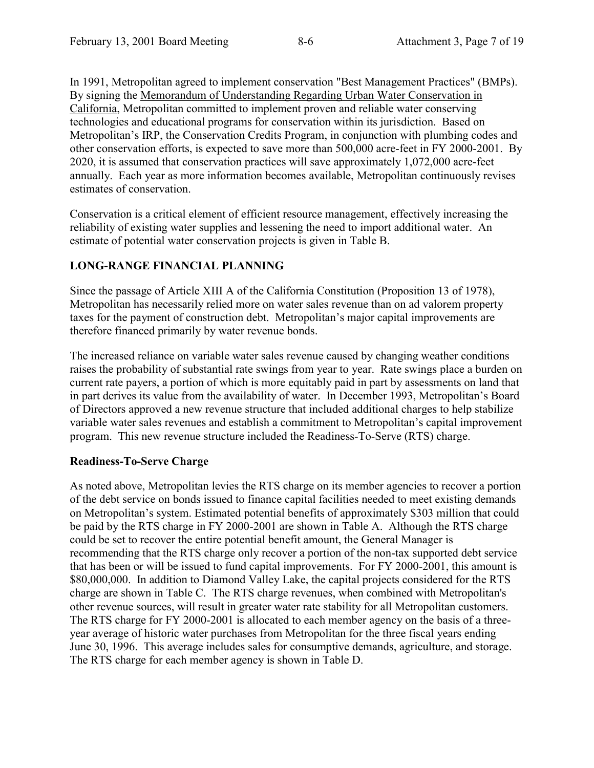In 1991, Metropolitan agreed to implement conservation "Best Management Practices" (BMPs). By signing the Memorandum of Understanding Regarding Urban Water Conservation in California, Metropolitan committed to implement proven and reliable water conserving technologies and educational programs for conservation within its jurisdiction. Based on Metropolitan's IRP, the Conservation Credits Program, in conjunction with plumbing codes and other conservation efforts, is expected to save more than 500,000 acre-feet in FY 2000-2001. By 2020, it is assumed that conservation practices will save approximately 1,072,000 acre-feet annually. Each year as more information becomes available, Metropolitan continuously revises estimates of conservation.

Conservation is a critical element of efficient resource management, effectively increasing the reliability of existing water supplies and lessening the need to import additional water. An estimate of potential water conservation projects is given in Table B.

## LONG-RANGE FINANCIAL PLANNING

Since the passage of Article XIII A of the California Constitution (Proposition 13 of 1978), Metropolitan has necessarily relied more on water sales revenue than on ad valorem property taxes for the payment of construction debt. Metropolitan's major capital improvements are therefore financed primarily by water revenue bonds.

The increased reliance on variable water sales revenue caused by changing weather conditions raises the probability of substantial rate swings from year to year. Rate swings place a burden on current rate payers, a portion of which is more equitably paid in part by assessments on land that in part derives its value from the availability of water. In December 1993, Metropolitan's Board of Directors approved a new revenue structure that included additional charges to help stabilize variable water sales revenues and establish a commitment to Metropolitan's capital improvement program. This new revenue structure included the Readiness-To-Serve (RTS) charge.

### Readiness-To-Serve Charge

As noted above, Metropolitan levies the RTS charge on its member agencies to recover a portion of the debt service on bonds issued to finance capital facilities needed to meet existing demands on Metropolitan's system. Estimated potential benefits of approximately \$303 million that could be paid by the RTS charge in FY 2000-2001 are shown in Table A. Although the RTS charge could be set to recover the entire potential benefit amount, the General Manager is recommending that the RTS charge only recover a portion of the non-tax supported debt service that has been or will be issued to fund capital improvements. For FY 2000-2001, this amount is \$80,000,000. In addition to Diamond Valley Lake, the capital projects considered for the RTS charge are shown in Table C. The RTS charge revenues, when combined with Metropolitan's other revenue sources, will result in greater water rate stability for all Metropolitan customers. The RTS charge for FY 2000-2001 is allocated to each member agency on the basis of a three-year average of historic water purchases from Metropolitan for the three fiscal years ending June 30, 1996. This average includes sales for consumptive demands, agriculture, and storage. The RTS charge for each member agency is shown in Table D.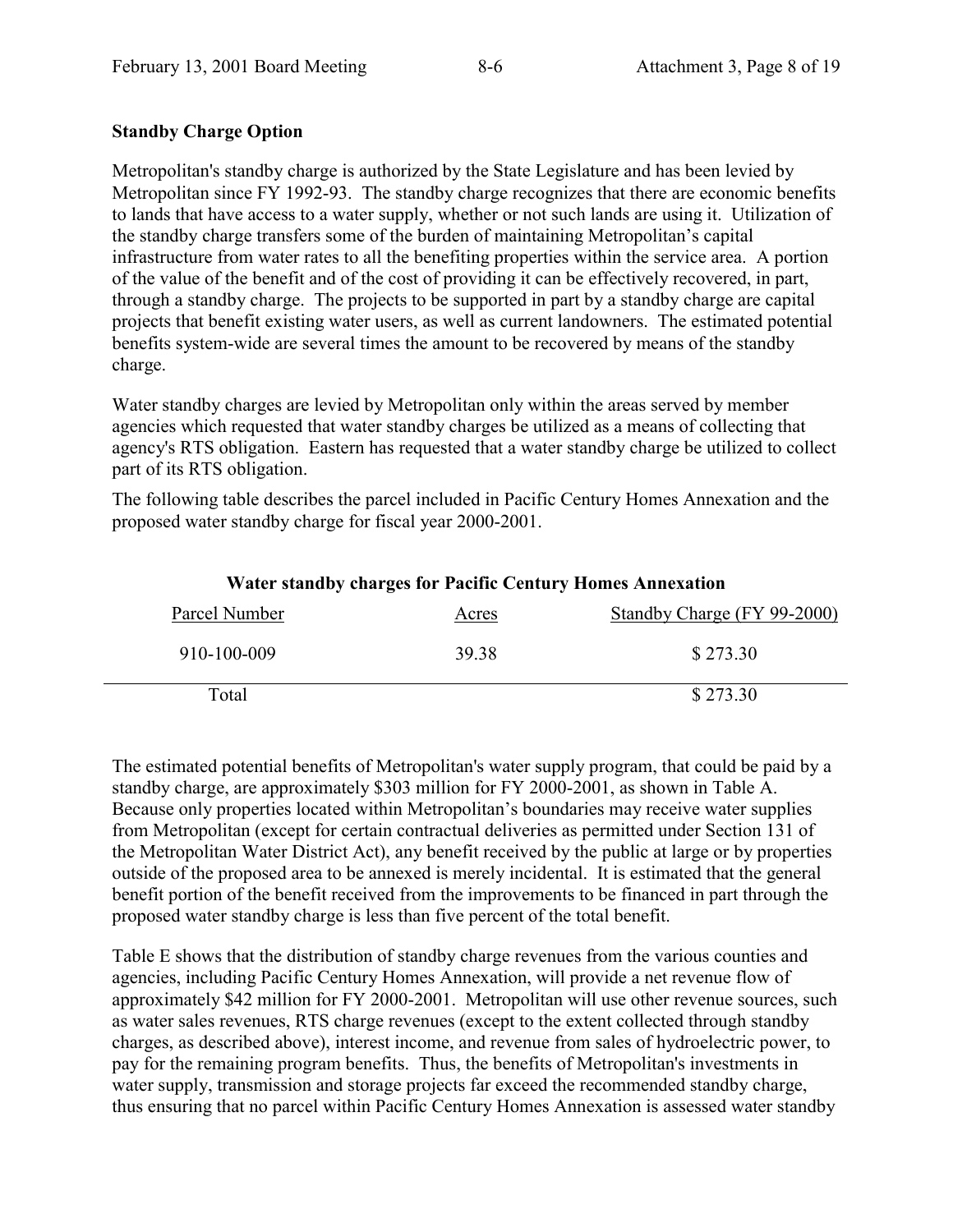**Standby Charge Option**

Metropolitan's standby charge is authorized by the State Legislature and has been levied by Metropolitan since FY 1992-93. The standby charge recognizes that there are economic benefits to lands that have access to a water supply, whether or not such lands are using it. Utilization of the standby charge transfers some of the burden of maintaining Metropolitan's capital infrastructure from water rates to all the benefiting properties within the service area. A portion of the value of the benefit and of the cost of providing it can be effectively recovered, in part, through a standby charge. The projects to be supported in part by a standby charge are capital projects that benefit existing water users, as well as current landowners. The estimated potential benefits system-wide are several times the amount to be recovered by means of the standby charge.

Water standby charges are levied by Metropolitan only within the areas served by member agencies which requested that water standby charges be utilized as a means of collecting that agency's RTS obligation. Eastern has requested that a water standby charge be utilized to collect part of its RTS obligation.

The following table describes the parcel included in Pacific Century Homes Annexation and the proposed water standby charge for fiscal year 2000-2001.

**Water standby charges for Pacific Century Homes Annexation**

| Parcel Number | Acres | Standby Charge (FY 99-2000) |
|---|---|---|
| 910-100-009 | 39.38 | $ 273.30 |
| Total | | $ 273.30 |

The estimated potential benefits of Metropolitan's water supply program, that could be paid by a standby charge, are approximately $303 million for FY 2000-2001, as shown in Table A. Because only properties located within Metropolitan's boundaries may receive water supplies from Metropolitan (except for certain contractual deliveries as permitted under Section 131 of the Metropolitan Water District Act), any benefit received by the public at large or by properties outside of the proposed area to be annexed is merely incidental. It is estimated that the general benefit portion of the benefit received from the improvements to be financed in part through the proposed water standby charge is less than five percent of the total benefit.

Table E shows that the distribution of standby charge revenues from the various counties and agencies, including Pacific Century Homes Annexation, will provide a net revenue flow of approximately $42 million for FY 2000-2001. Metropolitan will use other revenue sources, such as water sales revenues, RTS charge revenues (except to the extent collected through standby charges, as described above), interest income, and revenue from sales of hydroelectric power, to pay for the remaining program benefits. Thus, the benefits of Metropolitan's investments in water supply, transmission and storage projects far exceed the recommended standby charge, thus ensuring that no parcel within Pacific Century Homes Annexation is assessed water standby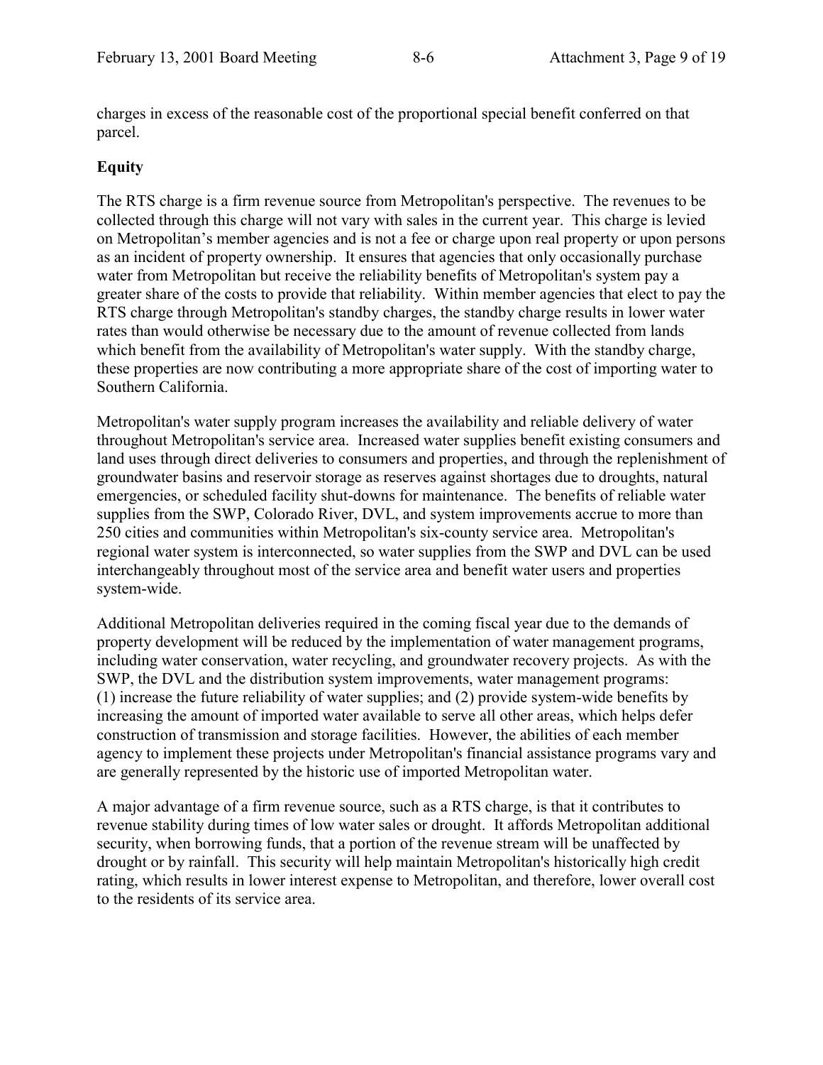charges in excess of the reasonable cost of the proportional special benefit conferred on that parcel.

**Equity**

The RTS charge is a firm revenue source from Metropolitan's perspective. The revenues to be collected through this charge will not vary with sales in the current year. This charge is levied on Metropolitan's member agencies and is not a fee or charge upon real property or upon persons as an incident of property ownership. It ensures that agencies that only occasionally purchase water from Metropolitan but receive the reliability benefits of Metropolitan's system pay a greater share of the costs to provide that reliability. Within member agencies that elect to pay the RTS charge through Metropolitan's standby charges, the standby charge results in lower water rates than would otherwise be necessary due to the amount of revenue collected from lands which benefit from the availability of Metropolitan's water supply. With the standby charge, these properties are now contributing a more appropriate share of the cost of importing water to Southern California.

Metropolitan's water supply program increases the availability and reliable delivery of water throughout Metropolitan's service area. Increased water supplies benefit existing consumers and land uses through direct deliveries to consumers and properties, and through the replenishment of groundwater basins and reservoir storage as reserves against shortages due to droughts, natural emergencies, or scheduled facility shut-downs for maintenance. The benefits of reliable water supplies from the SWP, Colorado River, DVL, and system improvements accrue to more than 250 cities and communities within Metropolitan's six-county service area. Metropolitan's regional water system is interconnected, so water supplies from the SWP and DVL can be used interchangeably throughout most of the service area and benefit water users and properties system-wide.

Additional Metropolitan deliveries required in the coming fiscal year due to the demands of property development will be reduced by the implementation of water management programs, including water conservation, water recycling, and groundwater recovery projects. As with the SWP, the DVL and the distribution system improvements, water management programs: (1) increase the future reliability of water supplies; and (2) provide system-wide benefits by increasing the amount of imported water available to serve all other areas, which helps defer construction of transmission and storage facilities. However, the abilities of each member agency to implement these projects under Metropolitan's financial assistance programs vary and are generally represented by the historic use of imported Metropolitan water.

A major advantage of a firm revenue source, such as a RTS charge, is that it contributes to revenue stability during times of low water sales or drought. It affords Metropolitan additional security, when borrowing funds, that a portion of the revenue stream will be unaffected by drought or by rainfall. This security will help maintain Metropolitan's historically high credit rating, which results in lower interest expense to Metropolitan, and therefore, lower overall cost to the residents of its service area.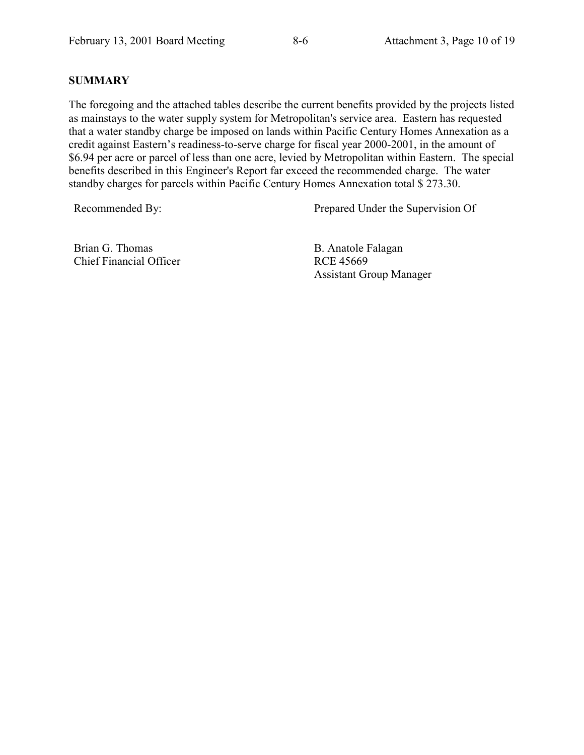## SUMMARY

The foregoing and the attached tables describe the current benefits provided by the projects listed as mainstays to the water supply system for Metropolitan's service area. Eastern has requested that a water standby charge be imposed on lands within Pacific Century Homes Annexation as a credit against Eastern's readiness-to-serve charge for fiscal year 2000-2001, in the amount of $6.94 per acre or parcel of less than one acre, levied by Metropolitan within Eastern. The special benefits described in this Engineer's Report far exceed the recommended charge. The water standby charges for parcels within Pacific Century Homes Annexation total $ 273.30.

| Recommended By: | Prepared Under the Supervision Of |
|---|---|
| Brian G. Thomas<br>Chief Financial Officer | B. Anatole Falagan<br>RCE 45669<br>Assistant Group Manager |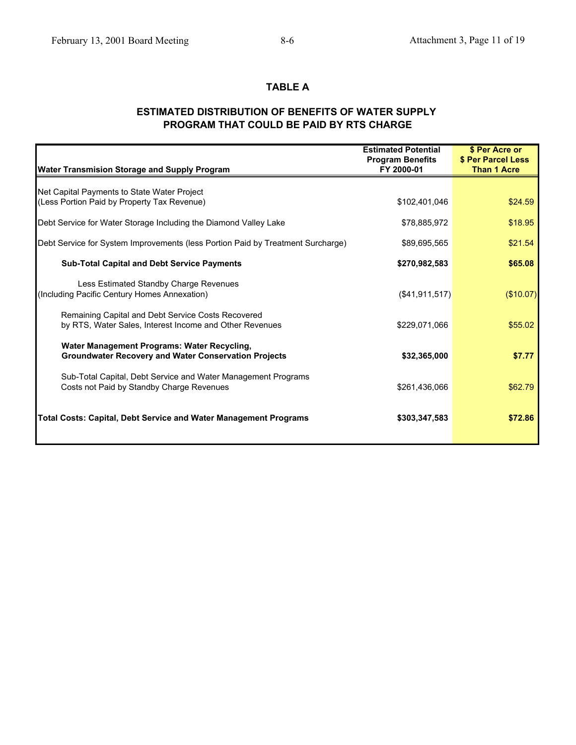## TABLE A

### ESTIMATED DISTRIBUTION OF BENEFITS OF WATER SUPPLY PROGRAM THAT COULD BE PAID BY RTS CHARGE

| Water Transmision Storage and Supply Program | Estimated Potential Program Benefits FY 2000-01 | $ Per Acre or $ Per Parcel Less Than 1 Acre |
|---|---|---|
| Net Capital Payments to State Water Project (Less Portion Paid by Property Tax Revenue) | $102,401,046 | $24.59 |
| Debt Service for Water Storage Including the Diamond Valley Lake | $78,885,972 | $18.95 |
| Debt Service for System Improvements (less Portion Paid by Treatment Surcharge) | $89,695,565 | $21.54 |
| **Sub-Total Capital and Debt Service Payments** | **$270,982,583** | **$65.08** |
| Less Estimated Standby Charge Revenues (Including Pacific Century Homes Annexation) | ($41,911,517) | ($10.07) |
| Remaining Capital and Debt Service Costs Recovered by RTS, Water Sales, Interest Income and Other Revenues | $229,071,066 | $55.02 |
| **Water Management Programs: Water Recycling, Groundwater Recovery and Water Conservation Projects** | **$32,365,000** | **$7.77** |
| Sub-Total Capital, Debt Service and Water Management Programs Costs not Paid by Standby Charge Revenues | $261,436,066 | $62.79 |
| **Total Costs: Capital, Debt Service and Water Management Programs** | **$303,347,583** | **$72.86** |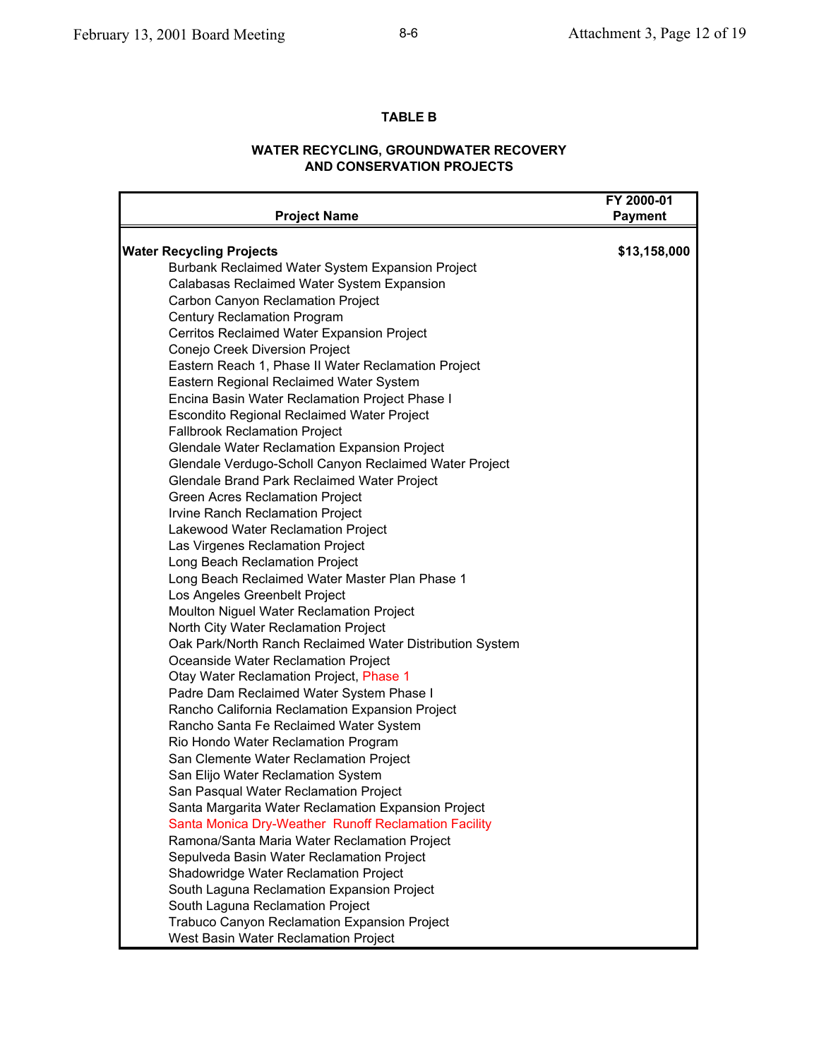**TABLE B**

**WATER RECYCLING, GROUNDWATER RECOVERY AND CONSERVATION PROJECTS**

| Project Name | FY 2000-01 Payment |
|---|---|
| **Water Recycling Projects** | **$13,158,000** |
| Burbank Reclaimed Water System Expansion Project | |
| Calabasas Reclaimed Water System Expansion | |
| Carbon Canyon Reclamation Project | |
| Century Reclamation Program | |
| Cerritos Reclaimed Water Expansion Project | |
| Conejo Creek Diversion Project | |
| Eastern Reach 1, Phase II Water Reclamation Project | |
| Eastern Regional Reclaimed Water System | |
| Encina Basin Water Reclamation Project Phase I | |
| Escondito Regional Reclaimed Water Project | |
| Fallbrook Reclamation Project | |
| Glendale Water Reclamation Expansion Project | |
| Glendale Verdugo-Scholl Canyon Reclaimed Water Project | |
| Glendale Brand Park Reclaimed Water Project | |
| Green Acres Reclamation Project | |
| Irvine Ranch Reclamation Project | |
| Lakewood Water Reclamation Project | |
| Las Virgenes Reclamation Project | |
| Long Beach Reclamation Project | |
| Long Beach Reclaimed Water Master Plan Phase 1 | |
| Los Angeles Greenbelt Project | |
| Moulton Niguel Water Reclamation Project | |
| North City Water Reclamation Project | |
| Oak Park/North Ranch Reclaimed Water Distribution System | |
| Oceanside Water Reclamation Project | |
| Otay Water Reclamation Project, Phase 1 | |
| Padre Dam Reclaimed Water System Phase I | |
| Rancho California Reclamation Expansion Project | |
| Rancho Santa Fe Reclaimed Water System | |
| Rio Hondo Water Reclamation Program | |
| San Clemente Water Reclamation Project | |
| San Elijo Water Reclamation System | |
| San Pasqual Water Reclamation Project | |
| Santa Margarita Water Reclamation Expansion Project | |
| Santa Monica Dry-Weather Runoff Reclamation Facility | |
| Ramona/Santa Maria Water Reclamation Project | |
| Sepulveda Basin Water Reclamation Project | |
| Shadowridge Water Reclamation Project | |
| South Laguna Reclamation Expansion Project | |
| South Laguna Reclamation Project | |
| Trabuco Canyon Reclamation Expansion Project | |
| West Basin Water Reclamation Project | |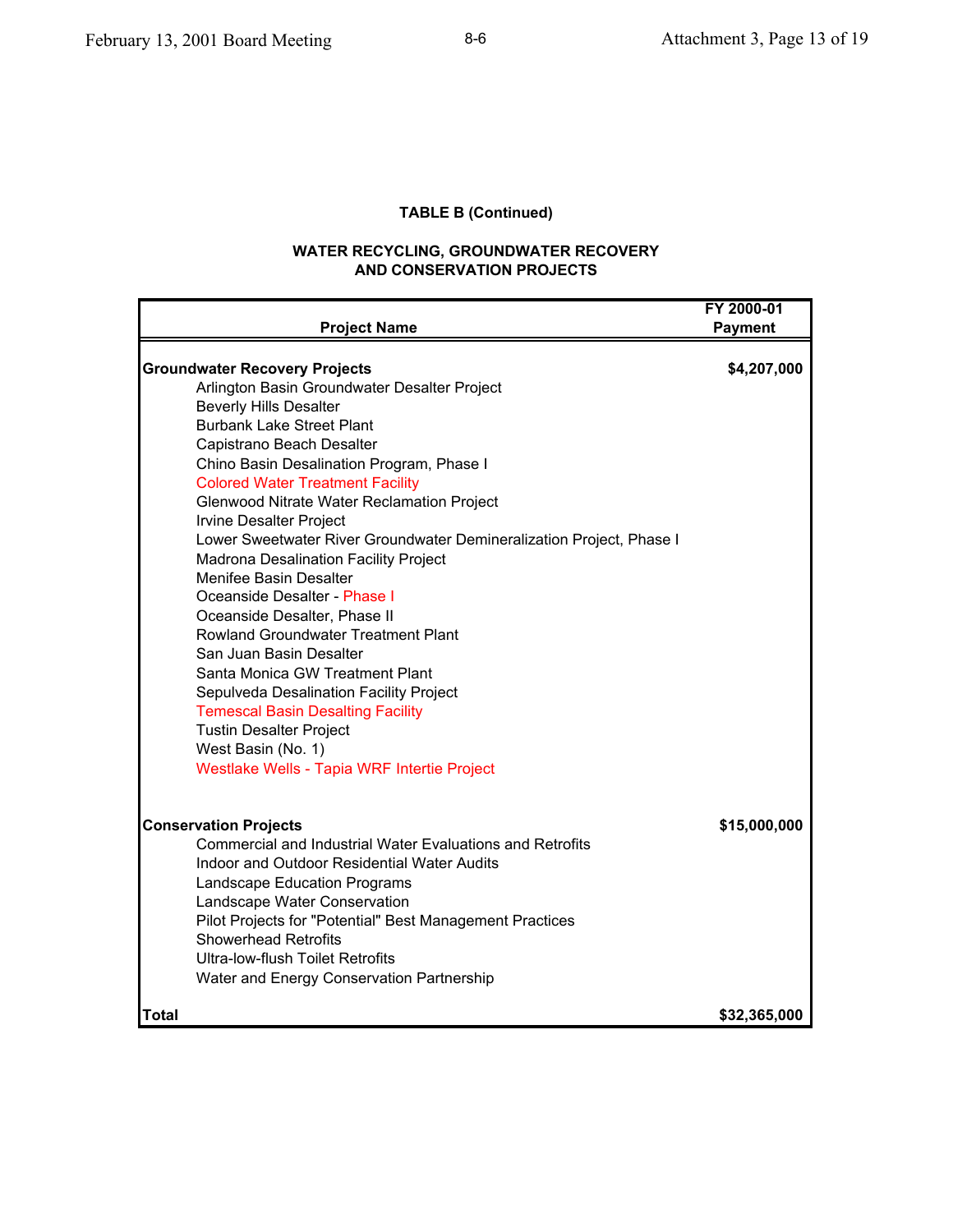**TABLE B (Continued)**

**WATER RECYCLING, GROUNDWATER RECOVERY AND CONSERVATION PROJECTS**

| Project Name | FY 2000-01 Payment |
|---|---|
| **Groundwater Recovery Projects** | **$4,207,000** |
| Arlington Basin Groundwater Desalter Project | |
| Beverly Hills Desalter | |
| Burbank Lake Street Plant | |
| Capistrano Beach Desalter | |
| Chino Basin Desalination Program, Phase I | |
| Colored Water Treatment Facility | |
| Glenwood Nitrate Water Reclamation Project | |
| Irvine Desalter Project | |
| Lower Sweetwater River Groundwater Demineralization Project, Phase I | |
| Madrona Desalination Facility Project | |
| Menifee Basin Desalter | |
| Oceanside Desalter - Phase I | |
| Oceanside Desalter, Phase II | |
| Rowland Groundwater Treatment Plant | |
| San Juan Basin Desalter | |
| Santa Monica GW Treatment Plant | |
| Sepulveda Desalination Facility Project | |
| Temescal Basin Desalting Facility | |
| Tustin Desalter Project | |
| West Basin (No. 1) | |
| Westlake Wells - Tapia WRF Intertie Project | |
| **Conservation Projects** | **$15,000,000** |
| Commercial and Industrial Water Evaluations and Retrofits | |
| Indoor and Outdoor Residential Water Audits | |
| Landscape Education Programs | |
| Landscape Water Conservation | |
| Pilot Projects for "Potential" Best Management Practices | |
| Showerhead Retrofits | |
| Ultra-low-flush Toilet Retrofits | |
| Water and Energy Conservation Partnership | |
| **Total** | **$32,365,000** |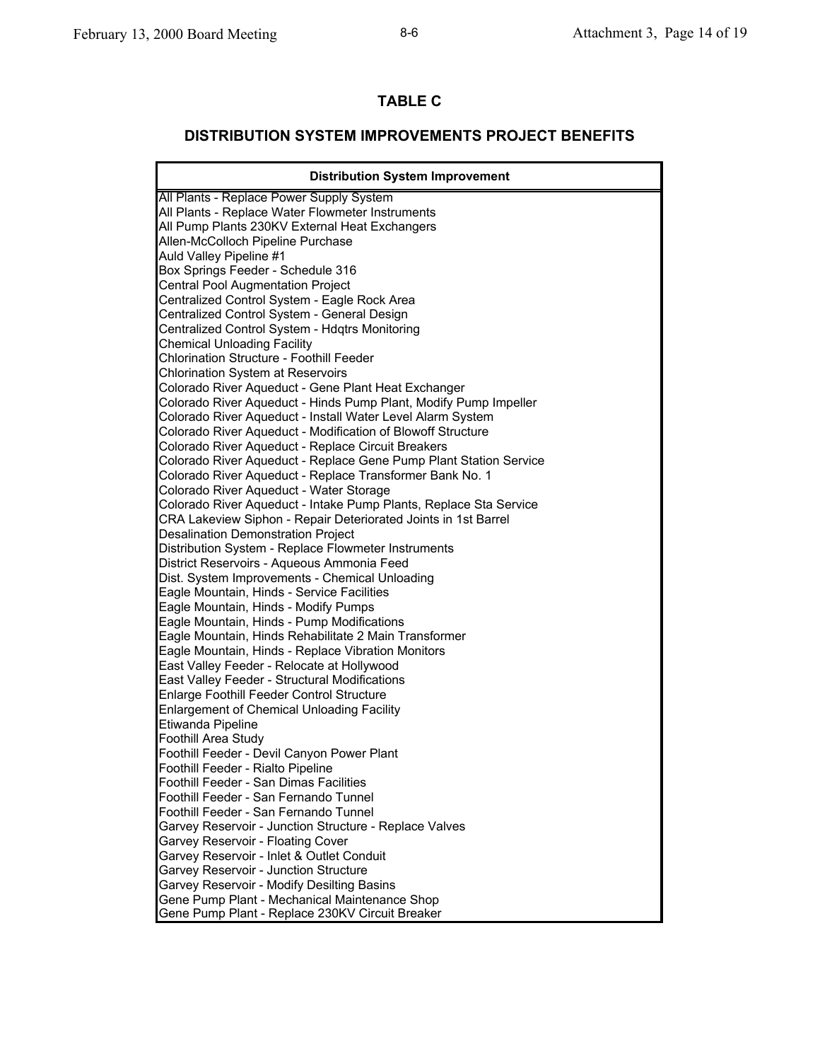## TABLE C

## DISTRIBUTION SYSTEM IMPROVEMENTS PROJECT BENEFITS

| Distribution System Improvement |
|---|
| All Plants - Replace Power Supply System |
| All Plants - Replace Water Flowmeter Instruments |
| All Pump Plants 230KV External Heat Exchangers |
| Allen-McColloch Pipeline Purchase |
| Auld Valley Pipeline #1 |
| Box Springs Feeder - Schedule 316 |
| Central Pool Augmentation Project |
| Centralized Control System - Eagle Rock Area |
| Centralized Control System - General Design |
| Centralized Control System - Hdqtrs Monitoring |
| Chemical Unloading Facility |
| Chlorination Structure - Foothill Feeder |
| Chlorination System at Reservoirs |
| Colorado River Aqueduct - Gene Plant Heat Exchanger |
| Colorado River Aqueduct - Hinds Pump Plant, Modify Pump Impeller |
| Colorado River Aqueduct - Install Water Level Alarm System |
| Colorado River Aqueduct - Modification of Blowoff Structure |
| Colorado River Aqueduct - Replace Circuit Breakers |
| Colorado River Aqueduct - Replace Gene Pump Plant Station Service |
| Colorado River Aqueduct - Replace Transformer Bank No. 1 |
| Colorado River Aqueduct - Water Storage |
| Colorado River Aqueduct - Intake Pump Plants, Replace Sta Service |
| CRA Lakeview Siphon - Repair Deteriorated Joints in 1st Barrel |
| Desalination Demonstration Project |
| Distribution System - Replace Flowmeter Instruments |
| District Reservoirs - Aqueous Ammonia Feed |
| Dist. System Improvements - Chemical Unloading |
| Eagle Mountain, Hinds - Service Facilities |
| Eagle Mountain, Hinds - Modify Pumps |
| Eagle Mountain, Hinds - Pump Modifications |
| Eagle Mountain, Hinds Rehabilitate 2 Main Transformer |
| Eagle Mountain, Hinds - Replace Vibration Monitors |
| East Valley Feeder - Relocate at Hollywood |
| East Valley Feeder - Structural Modifications |
| Enlarge Foothill Feeder Control Structure |
| Enlargement of Chemical Unloading Facility |
| Etiwanda Pipeline |
| Foothill Area Study |
| Foothill Feeder - Devil Canyon Power Plant |
| Foothill Feeder - Rialto Pipeline |
| Foothill Feeder - San Dimas Facilities |
| Foothill Feeder - San Fernando Tunnel |
| Foothill Feeder - San Fernando Tunnel |
| Garvey Reservoir - Junction Structure - Replace Valves |
| Garvey Reservoir - Floating Cover |
| Garvey Reservoir - Inlet & Outlet Conduit |
| Garvey Reservoir - Junction Structure |
| Garvey Reservoir - Modify Desilting Basins |
| Gene Pump Plant - Mechanical Maintenance Shop |
| Gene Pump Plant - Replace 230KV Circuit Breaker |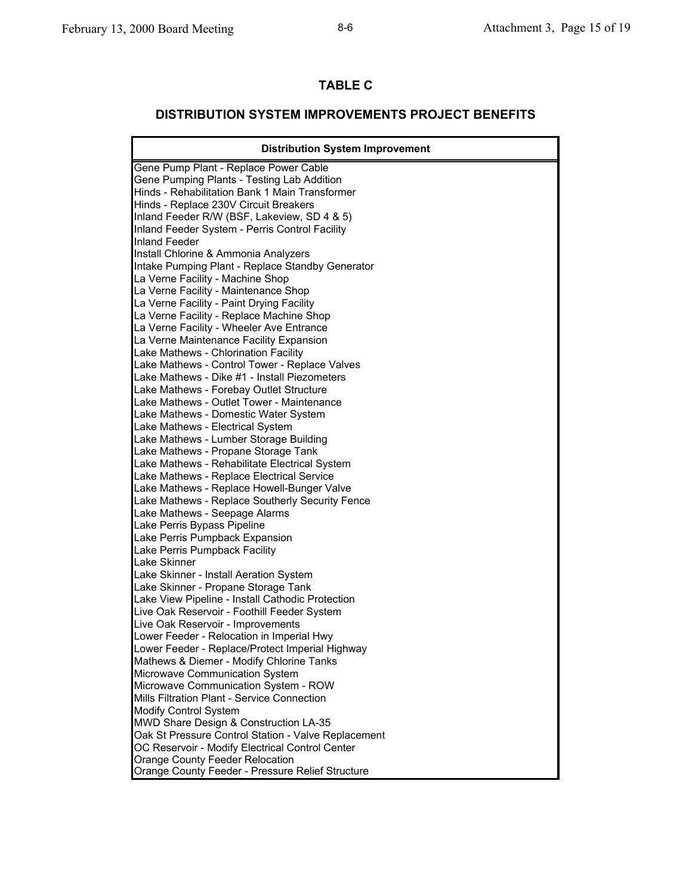## TABLE C

## DISTRIBUTION SYSTEM IMPROVEMENTS PROJECT BENEFITS

| Distribution System Improvement |
|---|
| Gene Pump Plant - Replace Power Cable |
| Gene Pumping Plants - Testing Lab Addition |
| Hinds - Rehabilitation Bank 1 Main Transformer |
| Hinds - Replace 230V Circuit Breakers |
| Inland Feeder R/W (BSF, Lakeview, SD 4 & 5) |
| Inland Feeder System - Perris Control Facility |
| Inland Feeder |
| Install Chlorine & Ammonia Analyzers |
| Intake Pumping Plant - Replace Standby Generator |
| La Verne Facility - Machine Shop |
| La Verne Facility - Maintenance Shop |
| La Verne Facility - Paint Drying Facility |
| La Verne Facility - Replace Machine Shop |
| La Verne Facility - Wheeler Ave Entrance |
| La Verne Maintenance Facility Expansion |
| Lake Mathews - Chlorination Facility |
| Lake Mathews - Control Tower - Replace Valves |
| Lake Mathews - Dike #1 - Install Piezometers |
| Lake Mathews - Forebay Outlet Structure |
| Lake Mathews - Outlet Tower - Maintenance |
| Lake Mathews - Domestic Water System |
| Lake Mathews - Electrical System |
| Lake Mathews - Lumber Storage Building |
| Lake Mathews - Propane Storage Tank |
| Lake Mathews - Rehabilitate Electrical System |
| Lake Mathews - Replace Electrical Service |
| Lake Mathews - Replace Howell-Bunger Valve |
| Lake Mathews - Replace Southerly Security Fence |
| Lake Mathews - Seepage Alarms |
| Lake Perris Bypass Pipeline |
| Lake Perris Pumpback Expansion |
| Lake Perris Pumpback Facility |
| Lake Skinner |
| Lake Skinner - Install Aeration System |
| Lake Skinner - Propane Storage Tank |
| Lake View Pipeline - Install Cathodic Protection |
| Live Oak Reservoir - Foothill Feeder System |
| Live Oak Reservoir - Improvements |
| Lower Feeder - Relocation in Imperial Hwy |
| Lower Feeder - Replace/Protect Imperial Highway |
| Mathews & Diemer - Modify Chlorine Tanks |
| Microwave Communication System |
| Microwave Communication System - ROW |
| Mills Filtration Plant - Service Connection |
| Modify Control System |
| MWD Share Design & Construction LA-35 |
| Oak St Pressure Control Station - Valve Replacement |
| OC Reservoir - Modify Electrical Control Center |
| Orange County Feeder Relocation |
| Orange County Feeder - Pressure Relief Structure |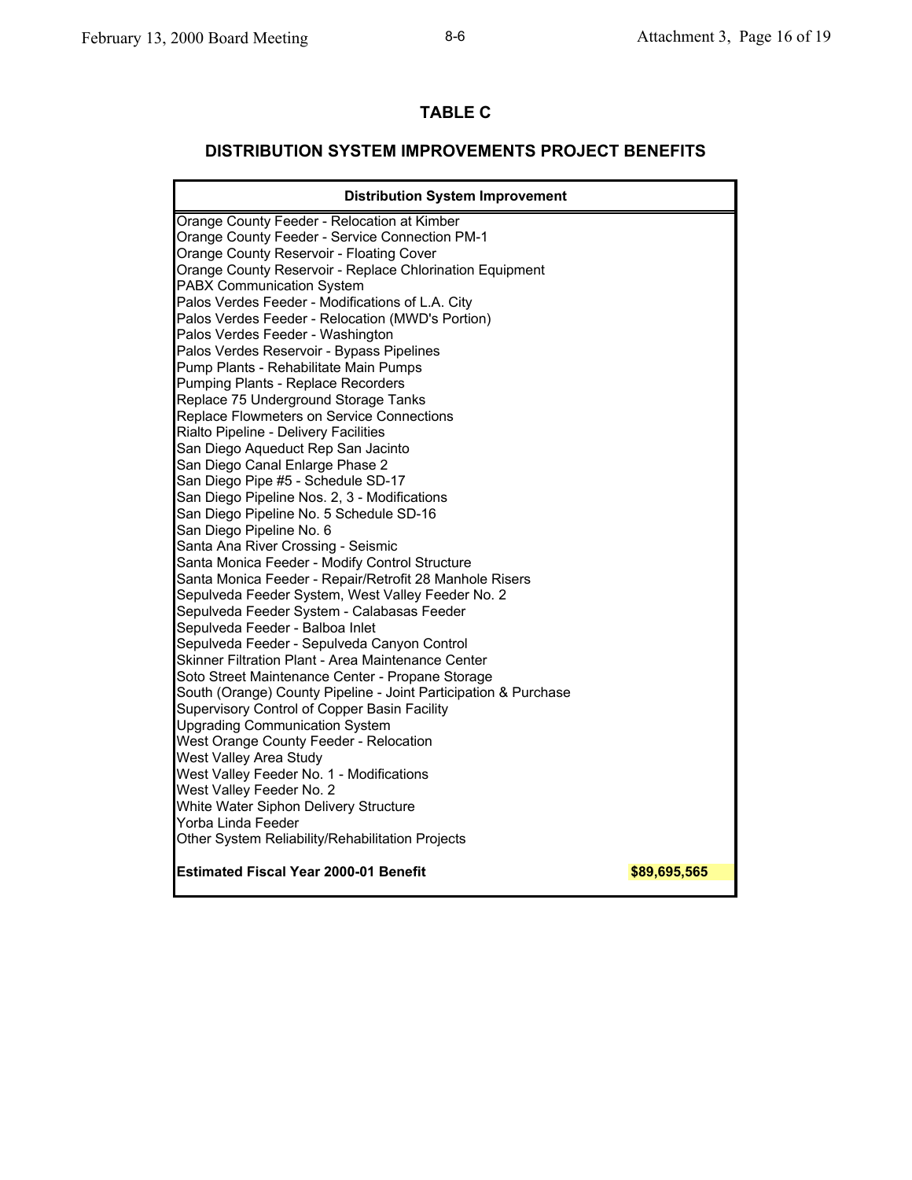## TABLE C

## DISTRIBUTION SYSTEM IMPROVEMENTS PROJECT BENEFITS

| Distribution System Improvement | |
|---|---|
| Orange County Feeder - Relocation at Kimber | |
| Orange County Feeder - Service Connection PM-1 | |
| Orange County Reservoir - Floating Cover | |
| Orange County Reservoir - Replace Chlorination Equipment | |
| PABX Communication System | |
| Palos Verdes Feeder - Modifications of L.A. City | |
| Palos Verdes Feeder - Relocation (MWD's Portion) | |
| Palos Verdes Feeder - Washington | |
| Palos Verdes Reservoir - Bypass Pipelines | |
| Pump Plants - Rehabilitate Main Pumps | |
| Pumping Plants - Replace Recorders | |
| Replace 75 Underground Storage Tanks | |
| Replace Flowmeters on Service Connections | |
| Rialto Pipeline - Delivery Facilities | |
| San Diego Aqueduct Rep San Jacinto | |
| San Diego Canal Enlarge Phase 2 | |
| San Diego Pipe #5 - Schedule SD-17 | |
| San Diego Pipeline Nos. 2, 3 - Modifications | |
| San Diego Pipeline No. 5 Schedule SD-16 | |
| San Diego Pipeline No. 6 | |
| Santa Ana River Crossing - Seismic | |
| Santa Monica Feeder - Modify Control Structure | |
| Santa Monica Feeder - Repair/Retrofit 28 Manhole Risers | |
| Sepulveda Feeder System, West Valley Feeder No. 2 | |
| Sepulveda Feeder System - Calabasas Feeder | |
| Sepulveda Feeder - Balboa Inlet | |
| Sepulveda Feeder - Sepulveda Canyon Control | |
| Skinner Filtration Plant - Area Maintenance Center | |
| Soto Street Maintenance Center - Propane Storage | |
| South (Orange) County Pipeline - Joint Participation & Purchase | |
| Supervisory Control of Copper Basin Facility | |
| Upgrading Communication System | |
| West Orange County Feeder - Relocation | |
| West Valley Area Study | |
| West Valley Feeder No. 1 - Modifications | |
| West Valley Feeder No. 2 | |
| White Water Siphon Delivery Structure | |
| Yorba Linda Feeder | |
| Other System Reliability/Rehabilitation Projects | |
| **Estimated Fiscal Year 2000-01 Benefit** | **$89,695,565** |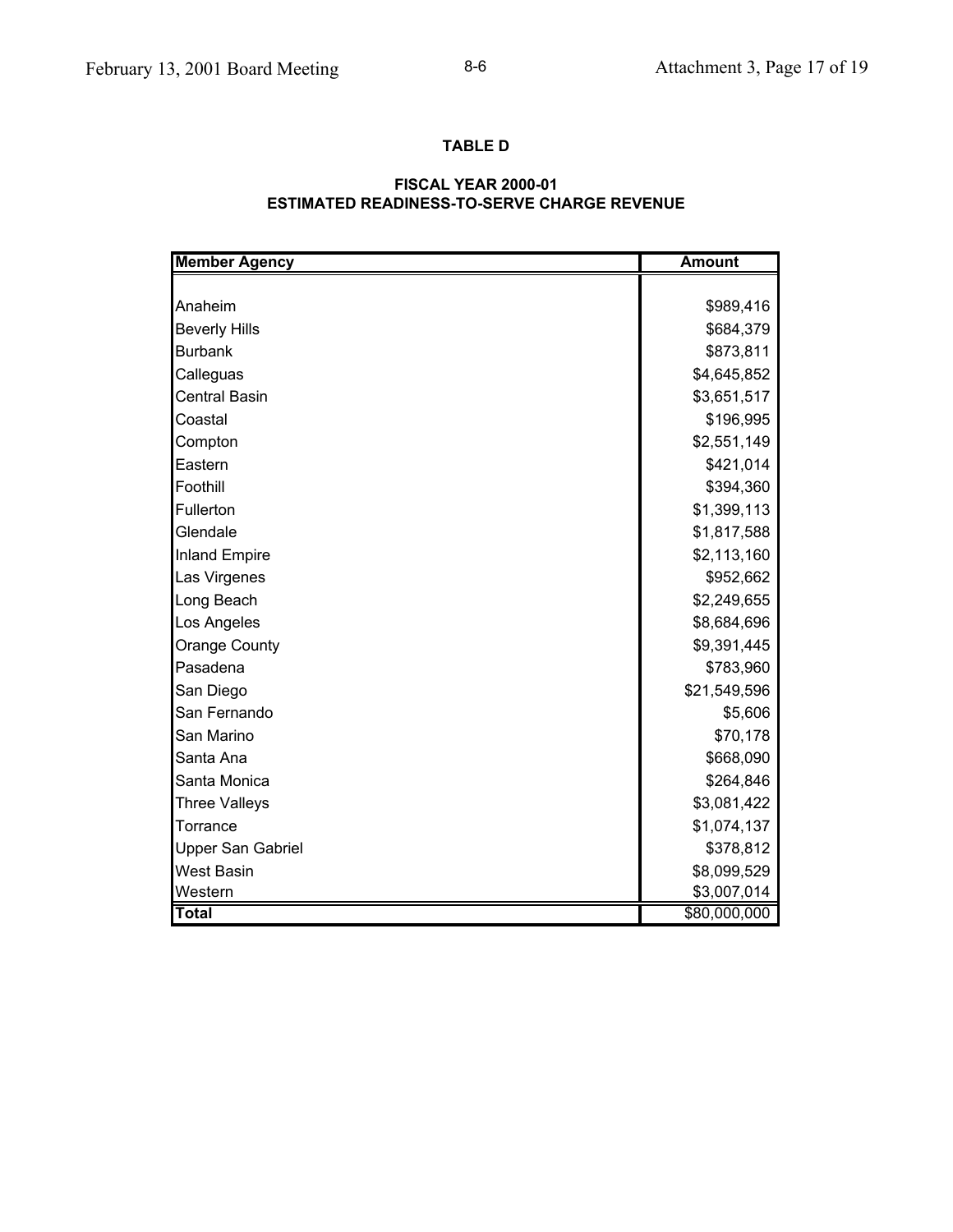**TABLE D**

**FISCAL YEAR 2000-01**
**ESTIMATED READINESS-TO-SERVE CHARGE REVENUE**

| Member Agency | Amount |
|---|---|
| Anaheim | $989,416 |
| Beverly Hills | $684,379 |
| Burbank | $873,811 |
| Calleguas | $4,645,852 |
| Central Basin | $3,651,517 |
| Coastal | $196,995 |
| Compton | $2,551,149 |
| Eastern | $421,014 |
| Foothill | $394,360 |
| Fullerton | $1,399,113 |
| Glendale | $1,817,588 |
| Inland Empire | $2,113,160 |
| Las Virgenes | $952,662 |
| Long Beach | $2,249,655 |
| Los Angeles | $8,684,696 |
| Orange County | $9,391,445 |
| Pasadena | $783,960 |
| San Diego | $21,549,596 |
| San Fernando | $5,606 |
| San Marino | $70,178 |
| Santa Ana | $668,090 |
| Santa Monica | $264,846 |
| Three Valleys | $3,081,422 |
| Torrance | $1,074,137 |
| Upper San Gabriel | $378,812 |
| West Basin | $8,099,529 |
| Western | $3,007,014 |
| **Total** | $80,000,000 |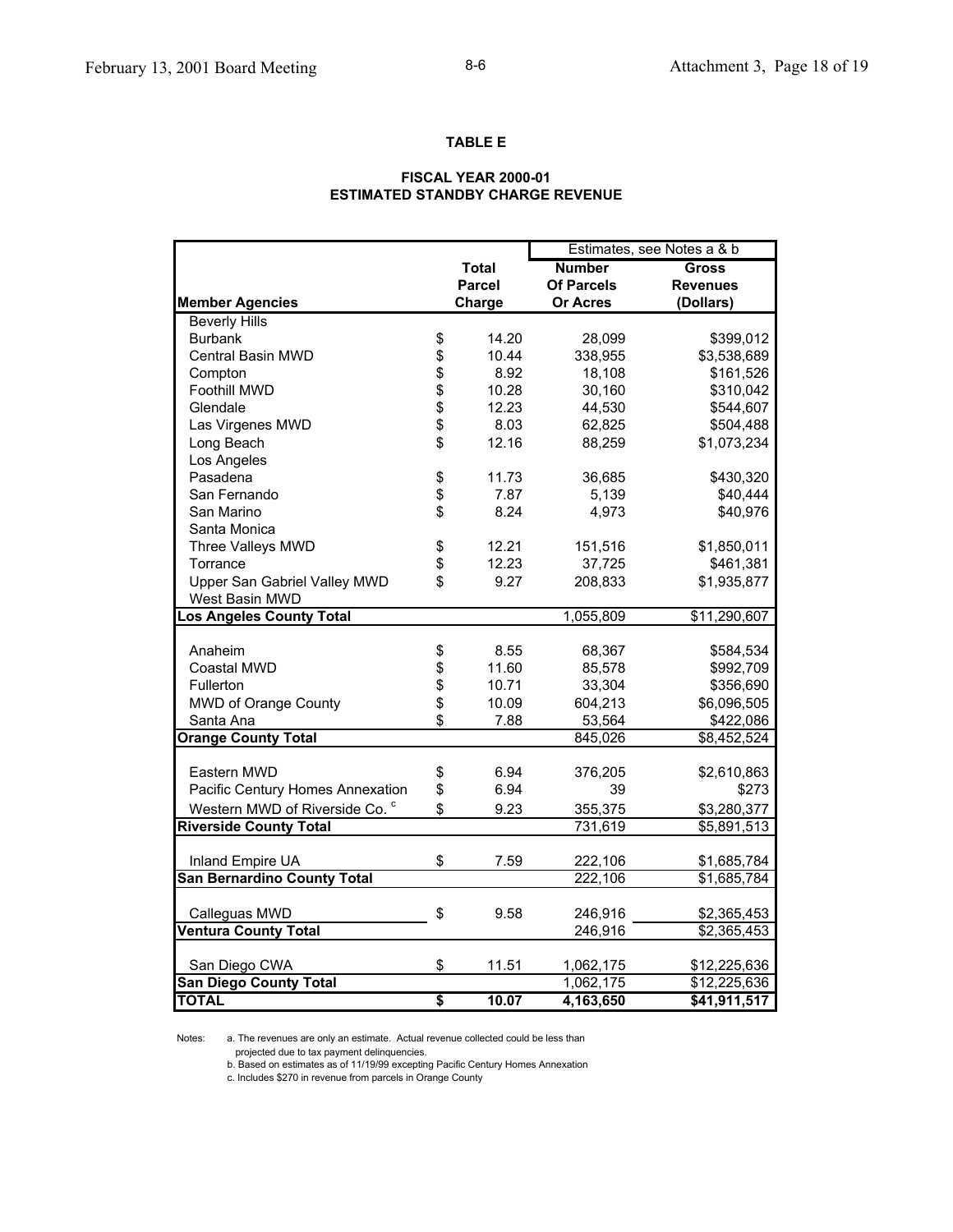**TABLE E**

**FISCAL YEAR 2000-01**
**ESTIMATED STANDBY CHARGE REVENUE**

| Member Agencies | Total Parcel Charge | Number Of Parcels Or Acres | Gross Revenues (Dollars) |
|---|---|---|---|
| | | Estimates, see Notes a & b | |
| Beverly Hills | | | |
| Burbank | $ 14.20 | 28,099 | $399,012 |
| Central Basin MWD | $ 10.44 | 338,955 | $3,538,689 |
| Compton | $ 8.92 | 18,108 | $161,526 |
| Foothill MWD | $ 10.28 | 30,160 | $310,042 |
| Glendale | $ 12.23 | 44,530 | $544,607 |
| Las Virgenes MWD | $ 8.03 | 62,825 | $504,488 |
| Long Beach | $ 12.16 | 88,259 | $1,073,234 |
| Los Angeles | | | |
| Pasadena | $ 11.73 | 36,685 | $430,320 |
| San Fernando | $ 7.87 | 5,139 | $40,444 |
| San Marino | $ 8.24 | 4,973 | $40,976 |
| Santa Monica | | | |
| Three Valleys MWD | $ 12.21 | 151,516 | $1,850,011 |
| Torrance | $ 12.23 | 37,725 | $461,381 |
| Upper San Gabriel Valley MWD | $ 9.27 | 208,833 | $1,935,877 |
| West Basin MWD | | | |
| **Los Angeles County Total** | | 1,055,809 | $11,290,607 |
| Anaheim | $ 8.55 | 68,367 | $584,534 |
| Coastal MWD | $ 11.60 | 85,578 | $992,709 |
| Fullerton | $ 10.71 | 33,304 | $356,690 |
| MWD of Orange County | $ 10.09 | 604,213 | $6,096,505 |
| Santa Ana | $ 7.88 | 53,564 | $422,086 |
| **Orange County Total** | | 845,026 | $8,452,524 |
| Eastern MWD | $ 6.94 | 376,205 | $2,610,863 |
| Pacific Century Homes Annexation | $ 6.94 | 39 | $273 |
| Western MWD of Riverside Co. [c] | $ 9.23 | 355,375 | $3,280,377 |
| **Riverside County Total** | | 731,619 | $5,891,513 |
| Inland Empire UA | $ 7.59 | 222,106 | $1,685,784 |
| **San Bernardino County Total** | | 222,106 | $1,685,784 |
| Calleguas MWD | $ 9.58 | 246,916 | $2,365,453 |
| **Ventura County Total** | | 246,916 | $2,365,453 |
| San Diego CWA | $ 11.51 | 1,062,175 | $12,225,636 |
| **San Diego County Total** | | 1,062,175 | $12,225,636 |
| **TOTAL** | **$ 10.07** | **4,163,650** | **$41,911,517** |

Notes:
a. The revenues are only an estimate. Actual revenue collected could be less than projected due to tax payment delinquencies.
b. Based on estimates as of 11/19/99 excepting Pacific Century Homes Annexation
c. Includes $270 in revenue from parcels in Orange County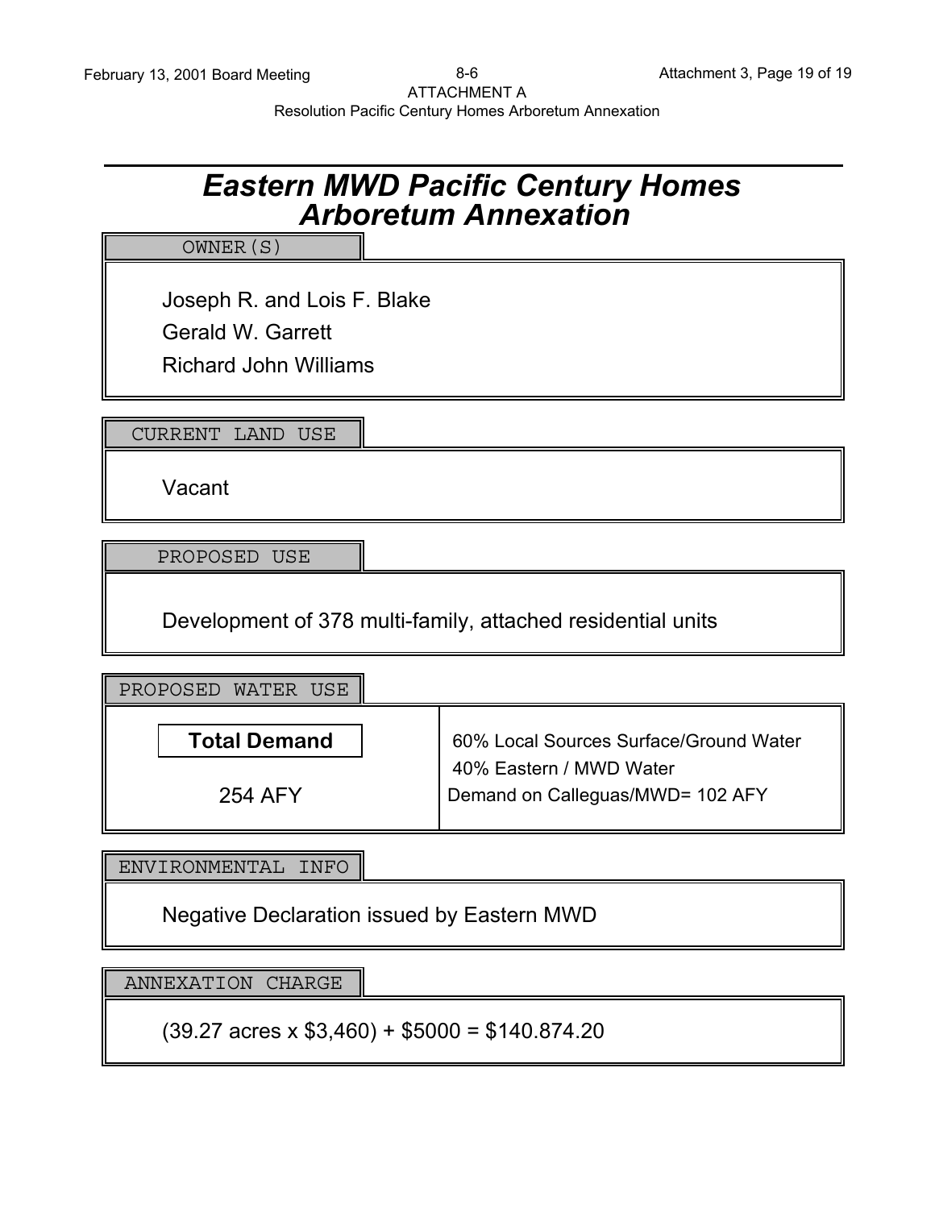ATTACHMENT A

Resolution Pacific Century Homes Arboretum Annexation

# *Eastern MWD Pacific Century Homes Arboretum Annexation*

## OWNER(S)

Joseph R. and Lois F. Blake
Gerald W. Garrett
Richard John Williams

## CURRENT LAND USE

Vacant

## PROPOSED USE

Development of 378 multi-family, attached residential units

## PROPOSED WATER USE

| Total Demand | |
|---|---|
| 254 AFY | 60% Local Sources Surface/Ground Water<br>40% Eastern / MWD Water<br>Demand on Calleguas/MWD= 102 AFY |

## ENVIRONMENTAL INFO

Negative Declaration issued by Eastern MWD

## ANNEXATION CHARGE

(39.27 acres x $3,460) + $5000 = $140.874.20